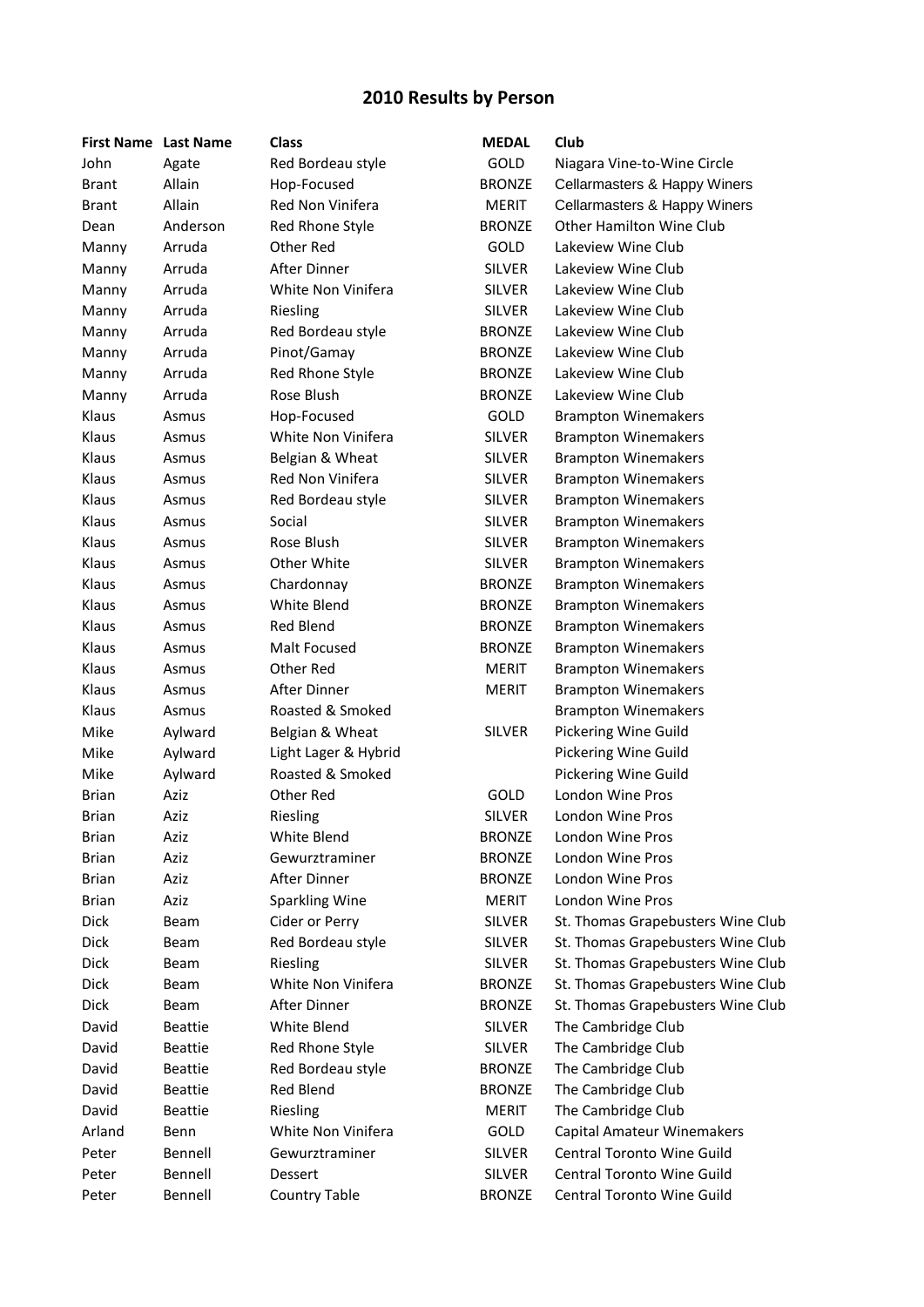# 2010 Results by Person

| First Name | Last Name | Class | MEDAL | Club |
|---|---|---|---|---|
| John | Agate | Red Bordeau style | GOLD | Niagara Vine-to-Wine Circle |
| Brant | Allain | Hop-Focused | BRONZE | Cellarmasters & Happy Winers |
| Brant | Allain | Red Non Vinifera | MERIT | Cellarmasters & Happy Winers |
| Dean | Anderson | Red Rhone Style | BRONZE | Other Hamilton Wine Club |
| Manny | Arruda | Other Red | GOLD | Lakeview Wine Club |
| Manny | Arruda | After Dinner | SILVER | Lakeview Wine Club |
| Manny | Arruda | White Non Vinifera | SILVER | Lakeview Wine Club |
| Manny | Arruda | Riesling | SILVER | Lakeview Wine Club |
| Manny | Arruda | Red Bordeau style | BRONZE | Lakeview Wine Club |
| Manny | Arruda | Pinot/Gamay | BRONZE | Lakeview Wine Club |
| Manny | Arruda | Red Rhone Style | BRONZE | Lakeview Wine Club |
| Manny | Arruda | Rose Blush | BRONZE | Lakeview Wine Club |
| Klaus | Asmus | Hop-Focused | GOLD | Brampton Winemakers |
| Klaus | Asmus | White Non Vinifera | SILVER | Brampton Winemakers |
| Klaus | Asmus | Belgian & Wheat | SILVER | Brampton Winemakers |
| Klaus | Asmus | Red Non Vinifera | SILVER | Brampton Winemakers |
| Klaus | Asmus | Red Bordeau style | SILVER | Brampton Winemakers |
| Klaus | Asmus | Social | SILVER | Brampton Winemakers |
| Klaus | Asmus | Rose Blush | SILVER | Brampton Winemakers |
| Klaus | Asmus | Other White | SILVER | Brampton Winemakers |
| Klaus | Asmus | Chardonnay | BRONZE | Brampton Winemakers |
| Klaus | Asmus | White Blend | BRONZE | Brampton Winemakers |
| Klaus | Asmus | Red Blend | BRONZE | Brampton Winemakers |
| Klaus | Asmus | Malt Focused | BRONZE | Brampton Winemakers |
| Klaus | Asmus | Other Red | MERIT | Brampton Winemakers |
| Klaus | Asmus | After Dinner | MERIT | Brampton Winemakers |
| Klaus | Asmus | Roasted & Smoked | | Brampton Winemakers |
| Mike | Aylward | Belgian & Wheat | SILVER | Pickering Wine Guild |
| Mike | Aylward | Light Lager & Hybrid | | Pickering Wine Guild |
| Mike | Aylward | Roasted & Smoked | | Pickering Wine Guild |
| Brian | Aziz | Other Red | GOLD | London Wine Pros |
| Brian | Aziz | Riesling | SILVER | London Wine Pros |
| Brian | Aziz | White Blend | BRONZE | London Wine Pros |
| Brian | Aziz | Gewurztraminer | BRONZE | London Wine Pros |
| Brian | Aziz | After Dinner | BRONZE | London Wine Pros |
| Brian | Aziz | Sparkling Wine | MERIT | London Wine Pros |
| Dick | Beam | Cider or Perry | SILVER | St. Thomas Grapebusters Wine Club |
| Dick | Beam | Red Bordeau style | SILVER | St. Thomas Grapebusters Wine Club |
| Dick | Beam | Riesling | SILVER | St. Thomas Grapebusters Wine Club |
| Dick | Beam | White Non Vinifera | BRONZE | St. Thomas Grapebusters Wine Club |
| Dick | Beam | After Dinner | BRONZE | St. Thomas Grapebusters Wine Club |
| David | Beattie | White Blend | SILVER | The Cambridge Club |
| David | Beattie | Red Rhone Style | SILVER | The Cambridge Club |
| David | Beattie | Red Bordeau style | BRONZE | The Cambridge Club |
| David | Beattie | Red Blend | BRONZE | The Cambridge Club |
| David | Beattie | Riesling | MERIT | The Cambridge Club |
| Arland | Benn | White Non Vinifera | GOLD | Capital Amateur Winemakers |
| Peter | Bennell | Gewurztraminer | SILVER | Central Toronto Wine Guild |
| Peter | Bennell | Dessert | SILVER | Central Toronto Wine Guild |
| Peter | Bennell | Country Table | BRONZE | Central Toronto Wine Guild |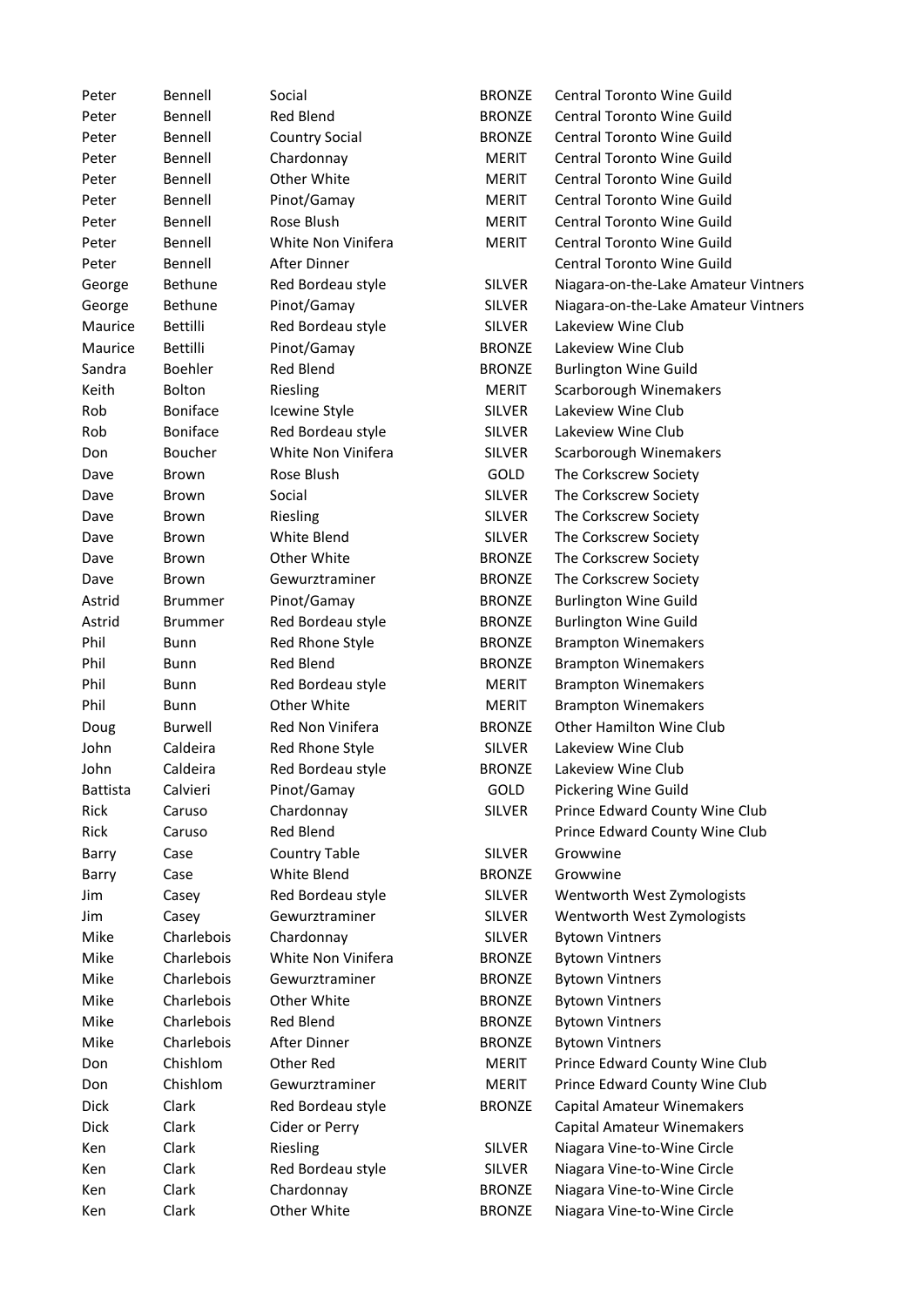| | | | | |
|---|---|---|---|---|
| Peter | Bennell | Social | BRONZE | Central Toronto Wine Guild |
| Peter | Bennell | Red Blend | BRONZE | Central Toronto Wine Guild |
| Peter | Bennell | Country Social | BRONZE | Central Toronto Wine Guild |
| Peter | Bennell | Chardonnay | MERIT | Central Toronto Wine Guild |
| Peter | Bennell | Other White | MERIT | Central Toronto Wine Guild |
| Peter | Bennell | Pinot/Gamay | MERIT | Central Toronto Wine Guild |
| Peter | Bennell | Rose Blush | MERIT | Central Toronto Wine Guild |
| Peter | Bennell | White Non Vinifera | MERIT | Central Toronto Wine Guild |
| Peter | Bennell | After Dinner | | Central Toronto Wine Guild |
| George | Bethune | Red Bordeau style | SILVER | Niagara-on-the-Lake Amateur Vintners |
| George | Bethune | Pinot/Gamay | SILVER | Niagara-on-the-Lake Amateur Vintners |
| Maurice | Bettilli | Red Bordeau style | SILVER | Lakeview Wine Club |
| Maurice | Bettilli | Pinot/Gamay | BRONZE | Lakeview Wine Club |
| Sandra | Boehler | Red Blend | BRONZE | Burlington Wine Guild |
| Keith | Bolton | Riesling | MERIT | Scarborough Winemakers |
| Rob | Boniface | Icewine Style | SILVER | Lakeview Wine Club |
| Rob | Boniface | Red Bordeau style | SILVER | Lakeview Wine Club |
| Don | Boucher | White Non Vinifera | SILVER | Scarborough Winemakers |
| Dave | Brown | Rose Blush | GOLD | The Corkscrew Society |
| Dave | Brown | Social | SILVER | The Corkscrew Society |
| Dave | Brown | Riesling | SILVER | The Corkscrew Society |
| Dave | Brown | White Blend | SILVER | The Corkscrew Society |
| Dave | Brown | Other White | BRONZE | The Corkscrew Society |
| Dave | Brown | Gewurztraminer | BRONZE | The Corkscrew Society |
| Astrid | Brummer | Pinot/Gamay | BRONZE | Burlington Wine Guild |
| Astrid | Brummer | Red Bordeau style | BRONZE | Burlington Wine Guild |
| Phil | Bunn | Red Rhone Style | BRONZE | Brampton Winemakers |
| Phil | Bunn | Red Blend | BRONZE | Brampton Winemakers |
| Phil | Bunn | Red Bordeau style | MERIT | Brampton Winemakers |
| Phil | Bunn | Other White | MERIT | Brampton Winemakers |
| Doug | Burwell | Red Non Vinifera | BRONZE | Other Hamilton Wine Club |
| John | Caldeira | Red Rhone Style | SILVER | Lakeview Wine Club |
| John | Caldeira | Red Bordeau style | BRONZE | Lakeview Wine Club |
| Battista | Calvieri | Pinot/Gamay | GOLD | Pickering Wine Guild |
| Rick | Caruso | Chardonnay | SILVER | Prince Edward County Wine Club |
| Rick | Caruso | Red Blend | | Prince Edward County Wine Club |
| Barry | Case | Country Table | SILVER | Growwine |
| Barry | Case | White Blend | BRONZE | Growwine |
| Jim | Casey | Red Bordeau style | SILVER | Wentworth West Zymologists |
| Jim | Casey | Gewurztraminer | SILVER | Wentworth West Zymologists |
| Mike | Charlebois | Chardonnay | SILVER | Bytown Vintners |
| Mike | Charlebois | White Non Vinifera | BRONZE | Bytown Vintners |
| Mike | Charlebois | Gewurztraminer | BRONZE | Bytown Vintners |
| Mike | Charlebois | Other White | BRONZE | Bytown Vintners |
| Mike | Charlebois | Red Blend | BRONZE | Bytown Vintners |
| Mike | Charlebois | After Dinner | BRONZE | Bytown Vintners |
| Don | Chishlom | Other Red | MERIT | Prince Edward County Wine Club |
| Don | Chishlom | Gewurztraminer | MERIT | Prince Edward County Wine Club |
| Dick | Clark | Red Bordeau style | BRONZE | Capital Amateur Winemakers |
| Dick | Clark | Cider or Perry | | Capital Amateur Winemakers |
| Ken | Clark | Riesling | SILVER | Niagara Vine-to-Wine Circle |
| Ken | Clark | Red Bordeau style | SILVER | Niagara Vine-to-Wine Circle |
| Ken | Clark | Chardonnay | BRONZE | Niagara Vine-to-Wine Circle |
| Ken | Clark | Other White | BRONZE | Niagara Vine-to-Wine Circle |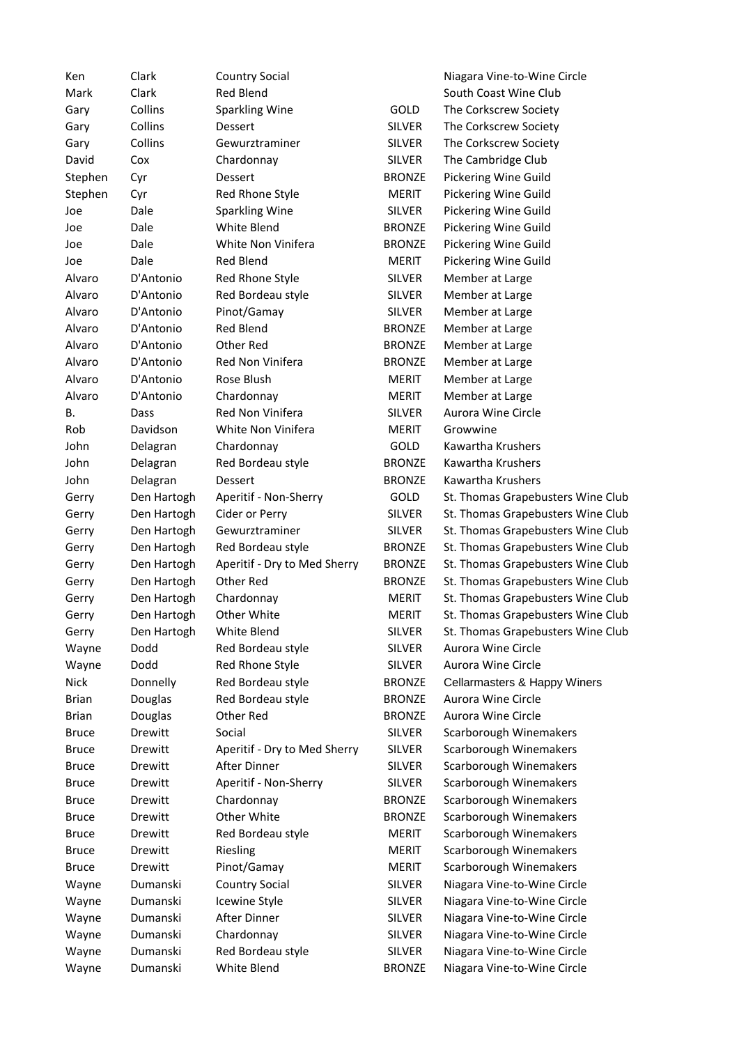| | | | | |
|---|---|---|---|---|
| Ken | Clark | Country Social | | Niagara Vine-to-Wine Circle |
| Mark | Clark | Red Blend | | South Coast Wine Club |
| Gary | Collins | Sparkling Wine | GOLD | The Corkscrew Society |
| Gary | Collins | Dessert | SILVER | The Corkscrew Society |
| Gary | Collins | Gewurztraminer | SILVER | The Corkscrew Society |
| David | Cox | Chardonnay | SILVER | The Cambridge Club |
| Stephen | Cyr | Dessert | BRONZE | Pickering Wine Guild |
| Stephen | Cyr | Red Rhone Style | MERIT | Pickering Wine Guild |
| Joe | Dale | Sparkling Wine | SILVER | Pickering Wine Guild |
| Joe | Dale | White Blend | BRONZE | Pickering Wine Guild |
| Joe | Dale | White Non Vinifera | BRONZE | Pickering Wine Guild |
| Joe | Dale | Red Blend | MERIT | Pickering Wine Guild |
| Alvaro | D'Antonio | Red Rhone Style | SILVER | Member at Large |
| Alvaro | D'Antonio | Red Bordeau style | SILVER | Member at Large |
| Alvaro | D'Antonio | Pinot/Gamay | SILVER | Member at Large |
| Alvaro | D'Antonio | Red Blend | BRONZE | Member at Large |
| Alvaro | D'Antonio | Other Red | BRONZE | Member at Large |
| Alvaro | D'Antonio | Red Non Vinifera | BRONZE | Member at Large |
| Alvaro | D'Antonio | Rose Blush | MERIT | Member at Large |
| Alvaro | D'Antonio | Chardonnay | MERIT | Member at Large |
| B. | Dass | Red Non Vinifera | SILVER | Aurora Wine Circle |
| Rob | Davidson | White Non Vinifera | MERIT | Growwine |
| John | Delagran | Chardonnay | GOLD | Kawartha Krushers |
| John | Delagran | Red Bordeau style | BRONZE | Kawartha Krushers |
| John | Delagran | Dessert | BRONZE | Kawartha Krushers |
| Gerry | Den Hartogh | Aperitif - Non-Sherry | GOLD | St. Thomas Grapebusters Wine Club |
| Gerry | Den Hartogh | Cider or Perry | SILVER | St. Thomas Grapebusters Wine Club |
| Gerry | Den Hartogh | Gewurztraminer | SILVER | St. Thomas Grapebusters Wine Club |
| Gerry | Den Hartogh | Red Bordeau style | BRONZE | St. Thomas Grapebusters Wine Club |
| Gerry | Den Hartogh | Aperitif - Dry to Med Sherry | BRONZE | St. Thomas Grapebusters Wine Club |
| Gerry | Den Hartogh | Other Red | BRONZE | St. Thomas Grapebusters Wine Club |
| Gerry | Den Hartogh | Chardonnay | MERIT | St. Thomas Grapebusters Wine Club |
| Gerry | Den Hartogh | Other White | MERIT | St. Thomas Grapebusters Wine Club |
| Gerry | Den Hartogh | White Blend | SILVER | St. Thomas Grapebusters Wine Club |
| Wayne | Dodd | Red Bordeau style | SILVER | Aurora Wine Circle |
| Wayne | Dodd | Red Rhone Style | SILVER | Aurora Wine Circle |
| Nick | Donnelly | Red Bordeau style | BRONZE | Cellarmasters & Happy Winers |
| Brian | Douglas | Red Bordeau style | BRONZE | Aurora Wine Circle |
| Brian | Douglas | Other Red | BRONZE | Aurora Wine Circle |
| Bruce | Drewitt | Social | SILVER | Scarborough Winemakers |
| Bruce | Drewitt | Aperitif - Dry to Med Sherry | SILVER | Scarborough Winemakers |
| Bruce | Drewitt | After Dinner | SILVER | Scarborough Winemakers |
| Bruce | Drewitt | Aperitif - Non-Sherry | SILVER | Scarborough Winemakers |
| Bruce | Drewitt | Chardonnay | BRONZE | Scarborough Winemakers |
| Bruce | Drewitt | Other White | BRONZE | Scarborough Winemakers |
| Bruce | Drewitt | Red Bordeau style | MERIT | Scarborough Winemakers |
| Bruce | Drewitt | Riesling | MERIT | Scarborough Winemakers |
| Bruce | Drewitt | Pinot/Gamay | MERIT | Scarborough Winemakers |
| Wayne | Dumanski | Country Social | SILVER | Niagara Vine-to-Wine Circle |
| Wayne | Dumanski | Icewine Style | SILVER | Niagara Vine-to-Wine Circle |
| Wayne | Dumanski | After Dinner | SILVER | Niagara Vine-to-Wine Circle |
| Wayne | Dumanski | Chardonnay | SILVER | Niagara Vine-to-Wine Circle |
| Wayne | Dumanski | Red Bordeau style | SILVER | Niagara Vine-to-Wine Circle |
| Wayne | Dumanski | White Blend | BRONZE | Niagara Vine-to-Wine Circle |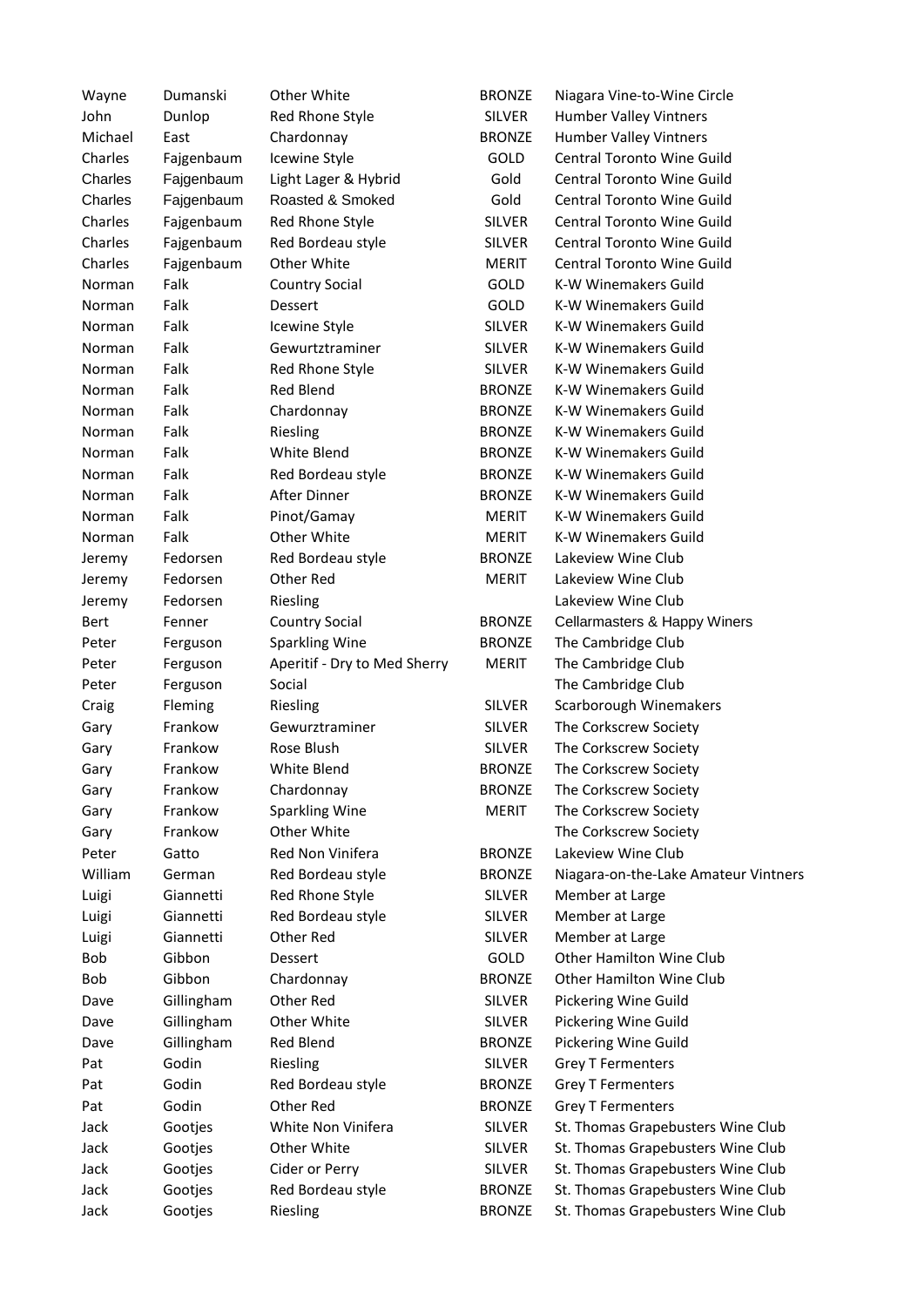| Wayne | Dumanski | Other White | BRONZE | Niagara Vine-to-Wine Circle |
|---|---|---|---|---|
| John | Dunlop | Red Rhone Style | SILVER | Humber Valley Vintners |
| Michael | East | Chardonnay | BRONZE | Humber Valley Vintners |
| Charles | Fajgenbaum | Icewine Style | GOLD | Central Toronto Wine Guild |
| Charles | Fajgenbaum | Light Lager & Hybrid | Gold | Central Toronto Wine Guild |
| Charles | Fajgenbaum | Roasted & Smoked | Gold | Central Toronto Wine Guild |
| Charles | Fajgenbaum | Red Rhone Style | SILVER | Central Toronto Wine Guild |
| Charles | Fajgenbaum | Red Bordeau style | SILVER | Central Toronto Wine Guild |
| Charles | Fajgenbaum | Other White | MERIT | Central Toronto Wine Guild |
| Norman | Falk | Country Social | GOLD | K-W Winemakers Guild |
| Norman | Falk | Dessert | GOLD | K-W Winemakers Guild |
| Norman | Falk | Icewine Style | SILVER | K-W Winemakers Guild |
| Norman | Falk | Gewurtztraminer | SILVER | K-W Winemakers Guild |
| Norman | Falk | Red Rhone Style | SILVER | K-W Winemakers Guild |
| Norman | Falk | Red Blend | BRONZE | K-W Winemakers Guild |
| Norman | Falk | Chardonnay | BRONZE | K-W Winemakers Guild |
| Norman | Falk | Riesling | BRONZE | K-W Winemakers Guild |
| Norman | Falk | White Blend | BRONZE | K-W Winemakers Guild |
| Norman | Falk | Red Bordeau style | BRONZE | K-W Winemakers Guild |
| Norman | Falk | After Dinner | BRONZE | K-W Winemakers Guild |
| Norman | Falk | Pinot/Gamay | MERIT | K-W Winemakers Guild |
| Norman | Falk | Other White | MERIT | K-W Winemakers Guild |
| Jeremy | Fedorsen | Red Bordeau style | BRONZE | Lakeview Wine Club |
| Jeremy | Fedorsen | Other Red | MERIT | Lakeview Wine Club |
| Jeremy | Fedorsen | Riesling | | Lakeview Wine Club |
| Bert | Fenner | Country Social | BRONZE | Cellarmasters & Happy Winers |
| Peter | Ferguson | Sparkling Wine | BRONZE | The Cambridge Club |
| Peter | Ferguson | Aperitif - Dry to Med Sherry | MERIT | The Cambridge Club |
| Peter | Ferguson | Social | | The Cambridge Club |
| Craig | Fleming | Riesling | SILVER | Scarborough Winemakers |
| Gary | Frankow | Gewurztraminer | SILVER | The Corkscrew Society |
| Gary | Frankow | Rose Blush | SILVER | The Corkscrew Society |
| Gary | Frankow | White Blend | BRONZE | The Corkscrew Society |
| Gary | Frankow | Chardonnay | BRONZE | The Corkscrew Society |
| Gary | Frankow | Sparkling Wine | MERIT | The Corkscrew Society |
| Gary | Frankow | Other White | | The Corkscrew Society |
| Peter | Gatto | Red Non Vinifera | BRONZE | Lakeview Wine Club |
| William | German | Red Bordeau style | BRONZE | Niagara-on-the-Lake Amateur Vintners |
| Luigi | Giannetti | Red Rhone Style | SILVER | Member at Large |
| Luigi | Giannetti | Red Bordeau style | SILVER | Member at Large |
| Luigi | Giannetti | Other Red | SILVER | Member at Large |
| Bob | Gibbon | Dessert | GOLD | Other Hamilton Wine Club |
| Bob | Gibbon | Chardonnay | BRONZE | Other Hamilton Wine Club |
| Dave | Gillingham | Other Red | SILVER | Pickering Wine Guild |
| Dave | Gillingham | Other White | SILVER | Pickering Wine Guild |
| Dave | Gillingham | Red Blend | BRONZE | Pickering Wine Guild |
| Pat | Godin | Riesling | SILVER | Grey T Fermenters |
| Pat | Godin | Red Bordeau style | BRONZE | Grey T Fermenters |
| Pat | Godin | Other Red | BRONZE | Grey T Fermenters |
| Jack | Gootjes | White Non Vinifera | SILVER | St. Thomas Grapebusters Wine Club |
| Jack | Gootjes | Other White | SILVER | St. Thomas Grapebusters Wine Club |
| Jack | Gootjes | Cider or Perry | SILVER | St. Thomas Grapebusters Wine Club |
| Jack | Gootjes | Red Bordeau style | BRONZE | St. Thomas Grapebusters Wine Club |
| Jack | Gootjes | Riesling | BRONZE | St. Thomas Grapebusters Wine Club |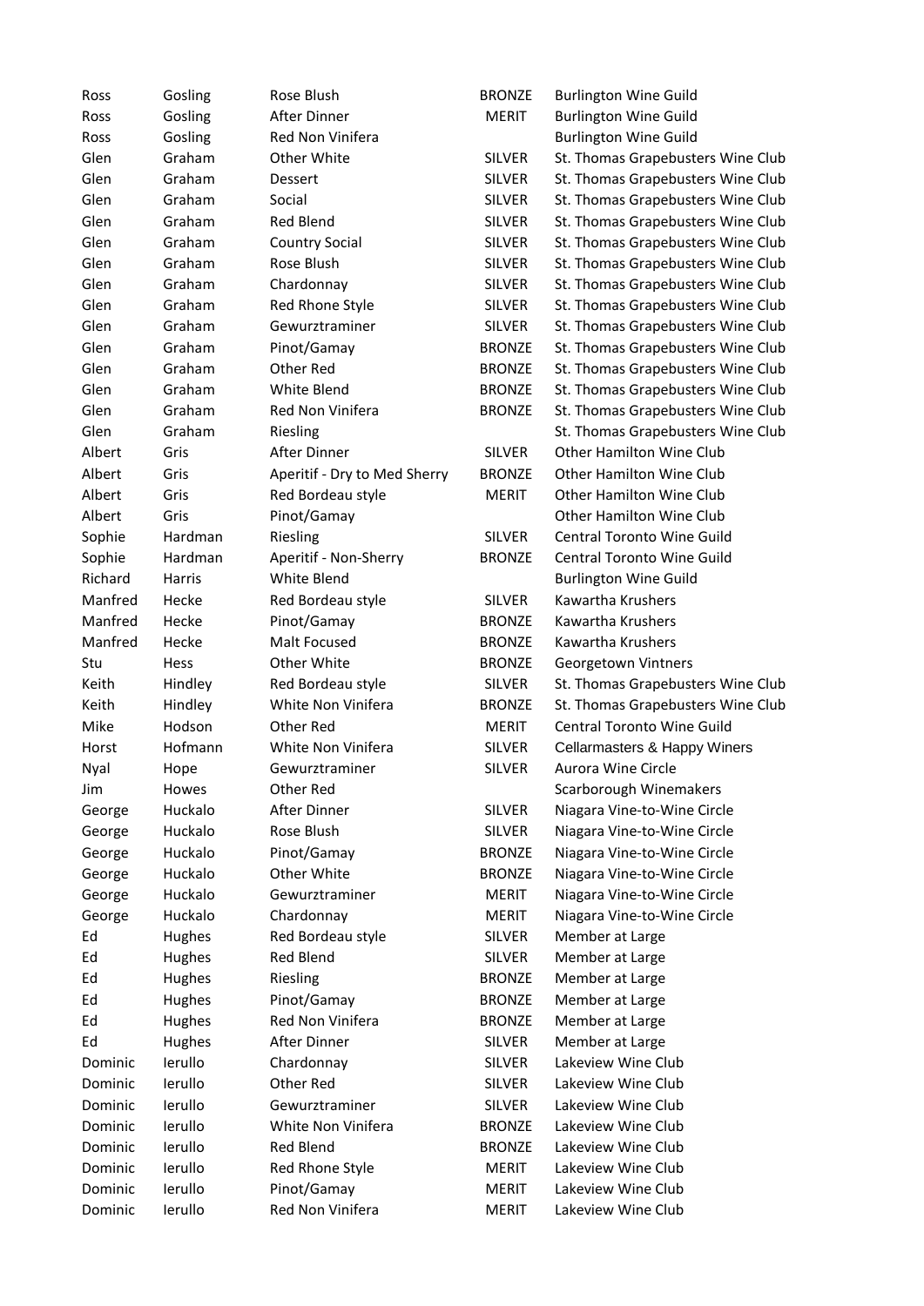| | | | | |
|---|---|---|---|---|
| Ross | Gosling | Rose Blush | BRONZE | Burlington Wine Guild |
| Ross | Gosling | After Dinner | MERIT | Burlington Wine Guild |
| Ross | Gosling | Red Non Vinifera | | Burlington Wine Guild |
| Glen | Graham | Other White | SILVER | St. Thomas Grapebusters Wine Club |
| Glen | Graham | Dessert | SILVER | St. Thomas Grapebusters Wine Club |
| Glen | Graham | Social | SILVER | St. Thomas Grapebusters Wine Club |
| Glen | Graham | Red Blend | SILVER | St. Thomas Grapebusters Wine Club |
| Glen | Graham | Country Social | SILVER | St. Thomas Grapebusters Wine Club |
| Glen | Graham | Rose Blush | SILVER | St. Thomas Grapebusters Wine Club |
| Glen | Graham | Chardonnay | SILVER | St. Thomas Grapebusters Wine Club |
| Glen | Graham | Red Rhone Style | SILVER | St. Thomas Grapebusters Wine Club |
| Glen | Graham | Gewurztraminer | SILVER | St. Thomas Grapebusters Wine Club |
| Glen | Graham | Pinot/Gamay | BRONZE | St. Thomas Grapebusters Wine Club |
| Glen | Graham | Other Red | BRONZE | St. Thomas Grapebusters Wine Club |
| Glen | Graham | White Blend | BRONZE | St. Thomas Grapebusters Wine Club |
| Glen | Graham | Red Non Vinifera | BRONZE | St. Thomas Grapebusters Wine Club |
| Glen | Graham | Riesling | | St. Thomas Grapebusters Wine Club |
| Albert | Gris | After Dinner | SILVER | Other Hamilton Wine Club |
| Albert | Gris | Aperitif - Dry to Med Sherry | BRONZE | Other Hamilton Wine Club |
| Albert | Gris | Red Bordeau style | MERIT | Other Hamilton Wine Club |
| Albert | Gris | Pinot/Gamay | | Other Hamilton Wine Club |
| Sophie | Hardman | Riesling | SILVER | Central Toronto Wine Guild |
| Sophie | Hardman | Aperitif - Non-Sherry | BRONZE | Central Toronto Wine Guild |
| Richard | Harris | White Blend | | Burlington Wine Guild |
| Manfred | Hecke | Red Bordeau style | SILVER | Kawartha Krushers |
| Manfred | Hecke | Pinot/Gamay | BRONZE | Kawartha Krushers |
| Manfred | Hecke | Malt Focused | BRONZE | Kawartha Krushers |
| Stu | Hess | Other White | BRONZE | Georgetown Vintners |
| Keith | Hindley | Red Bordeau style | SILVER | St. Thomas Grapebusters Wine Club |
| Keith | Hindley | White Non Vinifera | BRONZE | St. Thomas Grapebusters Wine Club |
| Mike | Hodson | Other Red | MERIT | Central Toronto Wine Guild |
| Horst | Hofmann | White Non Vinifera | SILVER | Cellarmasters & Happy Winers |
| Nyal | Hope | Gewurztraminer | SILVER | Aurora Wine Circle |
| Jim | Howes | Other Red | | Scarborough Winemakers |
| George | Huckalo | After Dinner | SILVER | Niagara Vine-to-Wine Circle |
| George | Huckalo | Rose Blush | SILVER | Niagara Vine-to-Wine Circle |
| George | Huckalo | Pinot/Gamay | BRONZE | Niagara Vine-to-Wine Circle |
| George | Huckalo | Other White | BRONZE | Niagara Vine-to-Wine Circle |
| George | Huckalo | Gewurztraminer | MERIT | Niagara Vine-to-Wine Circle |
| George | Huckalo | Chardonnay | MERIT | Niagara Vine-to-Wine Circle |
| Ed | Hughes | Red Bordeau style | SILVER | Member at Large |
| Ed | Hughes | Red Blend | SILVER | Member at Large |
| Ed | Hughes | Riesling | BRONZE | Member at Large |
| Ed | Hughes | Pinot/Gamay | BRONZE | Member at Large |
| Ed | Hughes | Red Non Vinifera | BRONZE | Member at Large |
| Ed | Hughes | After Dinner | SILVER | Member at Large |
| Dominic | Ierullo | Chardonnay | SILVER | Lakeview Wine Club |
| Dominic | Ierullo | Other Red | SILVER | Lakeview Wine Club |
| Dominic | Ierullo | Gewurztraminer | SILVER | Lakeview Wine Club |
| Dominic | Ierullo | White Non Vinifera | BRONZE | Lakeview Wine Club |
| Dominic | Ierullo | Red Blend | BRONZE | Lakeview Wine Club |
| Dominic | Ierullo | Red Rhone Style | MERIT | Lakeview Wine Club |
| Dominic | Ierullo | Pinot/Gamay | MERIT | Lakeview Wine Club |
| Dominic | Ierullo | Red Non Vinifera | MERIT | Lakeview Wine Club |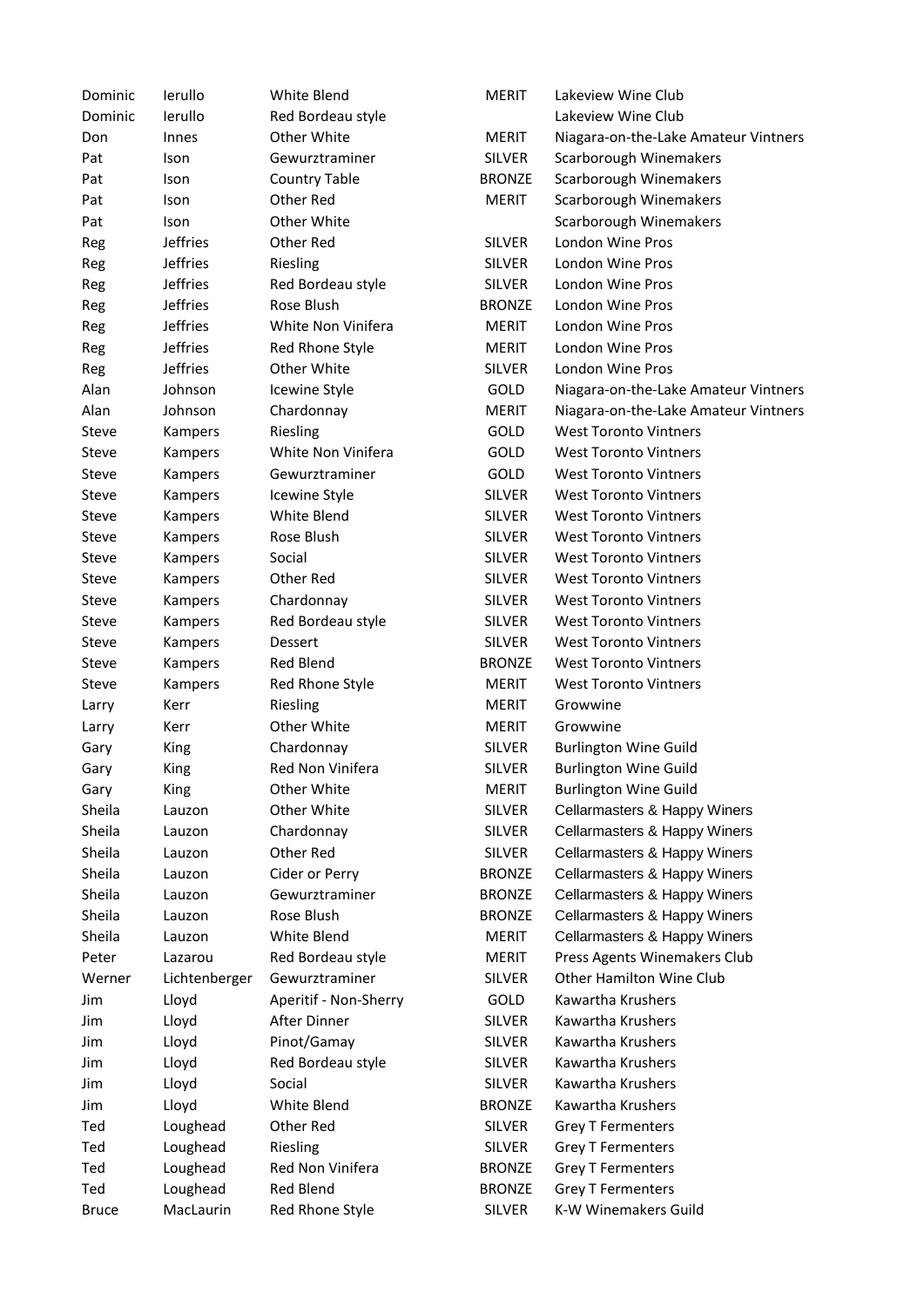| | | | | |
|---|---|---|---|---|
| Dominic | Ierullo | White Blend | MERIT | Lakeview Wine Club |
| Dominic | Ierullo | Red Bordeau style | | Lakeview Wine Club |
| Don | Innes | Other White | MERIT | Niagara-on-the-Lake Amateur Vintners |
| Pat | Ison | Gewurztraminer | SILVER | Scarborough Winemakers |
| Pat | Ison | Country Table | BRONZE | Scarborough Winemakers |
| Pat | Ison | Other Red | MERIT | Scarborough Winemakers |
| Pat | Ison | Other White | | Scarborough Winemakers |
| Reg | Jeffries | Other Red | SILVER | London Wine Pros |
| Reg | Jeffries | Riesling | SILVER | London Wine Pros |
| Reg | Jeffries | Red Bordeau style | SILVER | London Wine Pros |
| Reg | Jeffries | Rose Blush | BRONZE | London Wine Pros |
| Reg | Jeffries | White Non Vinifera | MERIT | London Wine Pros |
| Reg | Jeffries | Red Rhone Style | MERIT | London Wine Pros |
| Reg | Jeffries | Other White | SILVER | London Wine Pros |
| Alan | Johnson | Icewine Style | GOLD | Niagara-on-the-Lake Amateur Vintners |
| Alan | Johnson | Chardonnay | MERIT | Niagara-on-the-Lake Amateur Vintners |
| Steve | Kampers | Riesling | GOLD | West Toronto Vintners |
| Steve | Kampers | White Non Vinifera | GOLD | West Toronto Vintners |
| Steve | Kampers | Gewurztraminer | GOLD | West Toronto Vintners |
| Steve | Kampers | Icewine Style | SILVER | West Toronto Vintners |
| Steve | Kampers | White Blend | SILVER | West Toronto Vintners |
| Steve | Kampers | Rose Blush | SILVER | West Toronto Vintners |
| Steve | Kampers | Social | SILVER | West Toronto Vintners |
| Steve | Kampers | Other Red | SILVER | West Toronto Vintners |
| Steve | Kampers | Chardonnay | SILVER | West Toronto Vintners |
| Steve | Kampers | Red Bordeau style | SILVER | West Toronto Vintners |
| Steve | Kampers | Dessert | SILVER | West Toronto Vintners |
| Steve | Kampers | Red Blend | BRONZE | West Toronto Vintners |
| Steve | Kampers | Red Rhone Style | MERIT | West Toronto Vintners |
| Larry | Kerr | Riesling | MERIT | Growwine |
| Larry | Kerr | Other White | MERIT | Growwine |
| Gary | King | Chardonnay | SILVER | Burlington Wine Guild |
| Gary | King | Red Non Vinifera | SILVER | Burlington Wine Guild |
| Gary | King | Other White | MERIT | Burlington Wine Guild |
| Sheila | Lauzon | Other White | SILVER | Cellarmasters & Happy Winers |
| Sheila | Lauzon | Chardonnay | SILVER | Cellarmasters & Happy Winers |
| Sheila | Lauzon | Other Red | SILVER | Cellarmasters & Happy Winers |
| Sheila | Lauzon | Cider or Perry | BRONZE | Cellarmasters & Happy Winers |
| Sheila | Lauzon | Gewurztraminer | BRONZE | Cellarmasters & Happy Winers |
| Sheila | Lauzon | Rose Blush | BRONZE | Cellarmasters & Happy Winers |
| Sheila | Lauzon | White Blend | MERIT | Cellarmasters & Happy Winers |
| Peter | Lazarou | Red Bordeau style | MERIT | Press Agents Winemakers Club |
| Werner | Lichtenberger | Gewurztraminer | SILVER | Other Hamilton Wine Club |
| Jim | Lloyd | Aperitif - Non-Sherry | GOLD | Kawartha Krushers |
| Jim | Lloyd | After Dinner | SILVER | Kawartha Krushers |
| Jim | Lloyd | Pinot/Gamay | SILVER | Kawartha Krushers |
| Jim | Lloyd | Red Bordeau style | SILVER | Kawartha Krushers |
| Jim | Lloyd | Social | SILVER | Kawartha Krushers |
| Jim | Lloyd | White Blend | BRONZE | Kawartha Krushers |
| Ted | Loughead | Other Red | SILVER | Grey T Fermenters |
| Ted | Loughead | Riesling | SILVER | Grey T Fermenters |
| Ted | Loughead | Red Non Vinifera | BRONZE | Grey T Fermenters |
| Ted | Loughead | Red Blend | BRONZE | Grey T Fermenters |
| Bruce | MacLaurin | Red Rhone Style | SILVER | K-W Winemakers Guild |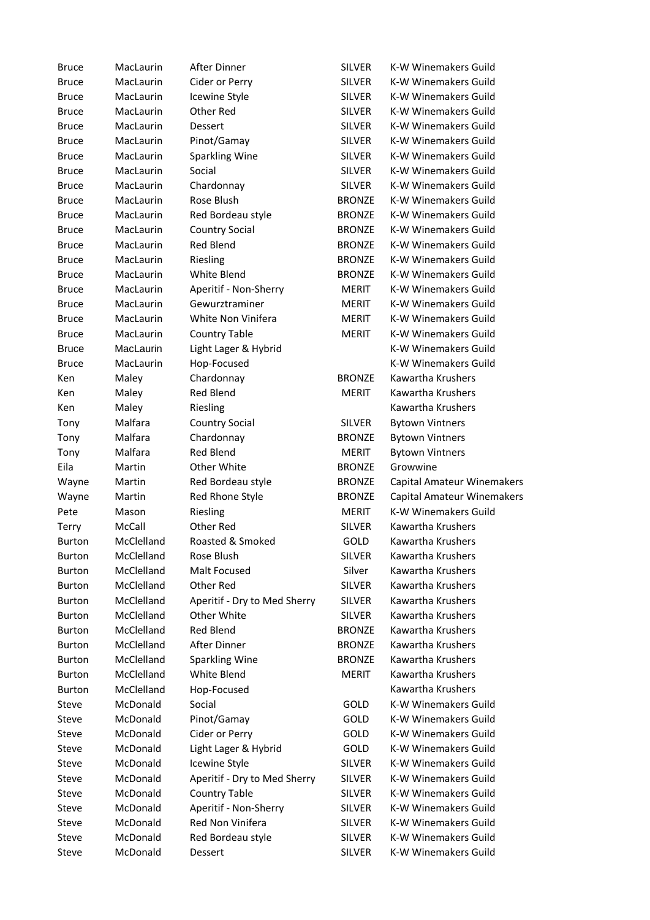| | | | | |
|---|---|---|---|---|
| Bruce | MacLaurin | After Dinner | SILVER | K-W Winemakers Guild |
| Bruce | MacLaurin | Cider or Perry | SILVER | K-W Winemakers Guild |
| Bruce | MacLaurin | Icewine Style | SILVER | K-W Winemakers Guild |
| Bruce | MacLaurin | Other Red | SILVER | K-W Winemakers Guild |
| Bruce | MacLaurin | Dessert | SILVER | K-W Winemakers Guild |
| Bruce | MacLaurin | Pinot/Gamay | SILVER | K-W Winemakers Guild |
| Bruce | MacLaurin | Sparkling Wine | SILVER | K-W Winemakers Guild |
| Bruce | MacLaurin | Social | SILVER | K-W Winemakers Guild |
| Bruce | MacLaurin | Chardonnay | SILVER | K-W Winemakers Guild |
| Bruce | MacLaurin | Rose Blush | BRONZE | K-W Winemakers Guild |
| Bruce | MacLaurin | Red Bordeau style | BRONZE | K-W Winemakers Guild |
| Bruce | MacLaurin | Country Social | BRONZE | K-W Winemakers Guild |
| Bruce | MacLaurin | Red Blend | BRONZE | K-W Winemakers Guild |
| Bruce | MacLaurin | Riesling | BRONZE | K-W Winemakers Guild |
| Bruce | MacLaurin | White Blend | BRONZE | K-W Winemakers Guild |
| Bruce | MacLaurin | Aperitif - Non-Sherry | MERIT | K-W Winemakers Guild |
| Bruce | MacLaurin | Gewurztraminer | MERIT | K-W Winemakers Guild |
| Bruce | MacLaurin | White Non Vinifera | MERIT | K-W Winemakers Guild |
| Bruce | MacLaurin | Country Table | MERIT | K-W Winemakers Guild |
| Bruce | MacLaurin | Light Lager & Hybrid | | K-W Winemakers Guild |
| Bruce | MacLaurin | Hop-Focused | | K-W Winemakers Guild |
| Ken | Maley | Chardonnay | BRONZE | Kawartha Krushers |
| Ken | Maley | Red Blend | MERIT | Kawartha Krushers |
| Ken | Maley | Riesling | | Kawartha Krushers |
| Tony | Malfara | Country Social | SILVER | Bytown Vintners |
| Tony | Malfara | Chardonnay | BRONZE | Bytown Vintners |
| Tony | Malfara | Red Blend | MERIT | Bytown Vintners |
| Eila | Martin | Other White | BRONZE | Growwine |
| Wayne | Martin | Red Bordeau style | BRONZE | Capital Amateur Winemakers |
| Wayne | Martin | Red Rhone Style | BRONZE | Capital Amateur Winemakers |
| Pete | Mason | Riesling | MERIT | K-W Winemakers Guild |
| Terry | McCall | Other Red | SILVER | Kawartha Krushers |
| Burton | McClelland | Roasted & Smoked | GOLD | Kawartha Krushers |
| Burton | McClelland | Rose Blush | SILVER | Kawartha Krushers |
| Burton | McClelland | Malt Focused | Silver | Kawartha Krushers |
| Burton | McClelland | Other Red | SILVER | Kawartha Krushers |
| Burton | McClelland | Aperitif - Dry to Med Sherry | SILVER | Kawartha Krushers |
| Burton | McClelland | Other White | SILVER | Kawartha Krushers |
| Burton | McClelland | Red Blend | BRONZE | Kawartha Krushers |
| Burton | McClelland | After Dinner | BRONZE | Kawartha Krushers |
| Burton | McClelland | Sparkling Wine | BRONZE | Kawartha Krushers |
| Burton | McClelland | White Blend | MERIT | Kawartha Krushers |
| Burton | McClelland | Hop-Focused | | Kawartha Krushers |
| Steve | McDonald | Social | GOLD | K-W Winemakers Guild |
| Steve | McDonald | Pinot/Gamay | GOLD | K-W Winemakers Guild |
| Steve | McDonald | Cider or Perry | GOLD | K-W Winemakers Guild |
| Steve | McDonald | Light Lager & Hybrid | GOLD | K-W Winemakers Guild |
| Steve | McDonald | Icewine Style | SILVER | K-W Winemakers Guild |
| Steve | McDonald | Aperitif - Dry to Med Sherry | SILVER | K-W Winemakers Guild |
| Steve | McDonald | Country Table | SILVER | K-W Winemakers Guild |
| Steve | McDonald | Aperitif - Non-Sherry | SILVER | K-W Winemakers Guild |
| Steve | McDonald | Red Non Vinifera | SILVER | K-W Winemakers Guild |
| Steve | McDonald | Red Bordeau style | SILVER | K-W Winemakers Guild |
| Steve | McDonald | Dessert | SILVER | K-W Winemakers Guild |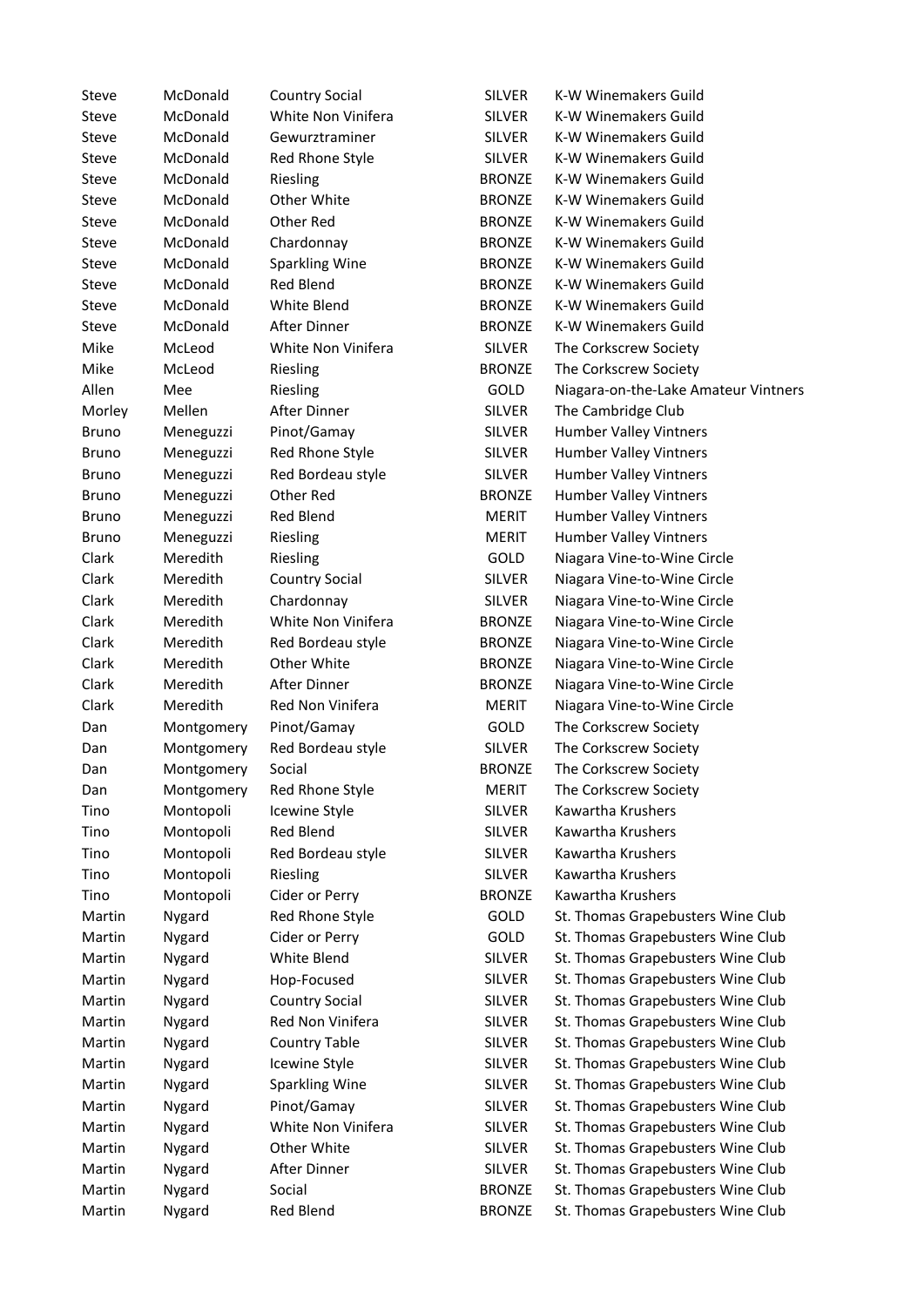| | | | | |
|---|---|---|---|---|
| Steve | McDonald | Country Social | SILVER | K-W Winemakers Guild |
| Steve | McDonald | White Non Vinifera | SILVER | K-W Winemakers Guild |
| Steve | McDonald | Gewurztraminer | SILVER | K-W Winemakers Guild |
| Steve | McDonald | Red Rhone Style | SILVER | K-W Winemakers Guild |
| Steve | McDonald | Riesling | BRONZE | K-W Winemakers Guild |
| Steve | McDonald | Other White | BRONZE | K-W Winemakers Guild |
| Steve | McDonald | Other Red | BRONZE | K-W Winemakers Guild |
| Steve | McDonald | Chardonnay | BRONZE | K-W Winemakers Guild |
| Steve | McDonald | Sparkling Wine | BRONZE | K-W Winemakers Guild |
| Steve | McDonald | Red Blend | BRONZE | K-W Winemakers Guild |
| Steve | McDonald | White Blend | BRONZE | K-W Winemakers Guild |
| Steve | McDonald | After Dinner | BRONZE | K-W Winemakers Guild |
| Mike | McLeod | White Non Vinifera | SILVER | The Corkscrew Society |
| Mike | McLeod | Riesling | BRONZE | The Corkscrew Society |
| Allen | Mee | Riesling | GOLD | Niagara-on-the-Lake Amateur Vintners |
| Morley | Mellen | After Dinner | SILVER | The Cambridge Club |
| Bruno | Meneguzzi | Pinot/Gamay | SILVER | Humber Valley Vintners |
| Bruno | Meneguzzi | Red Rhone Style | SILVER | Humber Valley Vintners |
| Bruno | Meneguzzi | Red Bordeau style | SILVER | Humber Valley Vintners |
| Bruno | Meneguzzi | Other Red | BRONZE | Humber Valley Vintners |
| Bruno | Meneguzzi | Red Blend | MERIT | Humber Valley Vintners |
| Bruno | Meneguzzi | Riesling | MERIT | Humber Valley Vintners |
| Clark | Meredith | Riesling | GOLD | Niagara Vine-to-Wine Circle |
| Clark | Meredith | Country Social | SILVER | Niagara Vine-to-Wine Circle |
| Clark | Meredith | Chardonnay | SILVER | Niagara Vine-to-Wine Circle |
| Clark | Meredith | White Non Vinifera | BRONZE | Niagara Vine-to-Wine Circle |
| Clark | Meredith | Red Bordeau style | BRONZE | Niagara Vine-to-Wine Circle |
| Clark | Meredith | Other White | BRONZE | Niagara Vine-to-Wine Circle |
| Clark | Meredith | After Dinner | BRONZE | Niagara Vine-to-Wine Circle |
| Clark | Meredith | Red Non Vinifera | MERIT | Niagara Vine-to-Wine Circle |
| Dan | Montgomery | Pinot/Gamay | GOLD | The Corkscrew Society |
| Dan | Montgomery | Red Bordeau style | SILVER | The Corkscrew Society |
| Dan | Montgomery | Social | BRONZE | The Corkscrew Society |
| Dan | Montgomery | Red Rhone Style | MERIT | The Corkscrew Society |
| Tino | Montopoli | Icewine Style | SILVER | Kawartha Krushers |
| Tino | Montopoli | Red Blend | SILVER | Kawartha Krushers |
| Tino | Montopoli | Red Bordeau style | SILVER | Kawartha Krushers |
| Tino | Montopoli | Riesling | SILVER | Kawartha Krushers |
| Tino | Montopoli | Cider or Perry | BRONZE | Kawartha Krushers |
| Martin | Nygard | Red Rhone Style | GOLD | St. Thomas Grapebusters Wine Club |
| Martin | Nygard | Cider or Perry | GOLD | St. Thomas Grapebusters Wine Club |
| Martin | Nygard | White Blend | SILVER | St. Thomas Grapebusters Wine Club |
| Martin | Nygard | Hop-Focused | SILVER | St. Thomas Grapebusters Wine Club |
| Martin | Nygard | Country Social | SILVER | St. Thomas Grapebusters Wine Club |
| Martin | Nygard | Red Non Vinifera | SILVER | St. Thomas Grapebusters Wine Club |
| Martin | Nygard | Country Table | SILVER | St. Thomas Grapebusters Wine Club |
| Martin | Nygard | Icewine Style | SILVER | St. Thomas Grapebusters Wine Club |
| Martin | Nygard | Sparkling Wine | SILVER | St. Thomas Grapebusters Wine Club |
| Martin | Nygard | Pinot/Gamay | SILVER | St. Thomas Grapebusters Wine Club |
| Martin | Nygard | White Non Vinifera | SILVER | St. Thomas Grapebusters Wine Club |
| Martin | Nygard | Other White | SILVER | St. Thomas Grapebusters Wine Club |
| Martin | Nygard | After Dinner | SILVER | St. Thomas Grapebusters Wine Club |
| Martin | Nygard | Social | BRONZE | St. Thomas Grapebusters Wine Club |
| Martin | Nygard | Red Blend | BRONZE | St. Thomas Grapebusters Wine Club |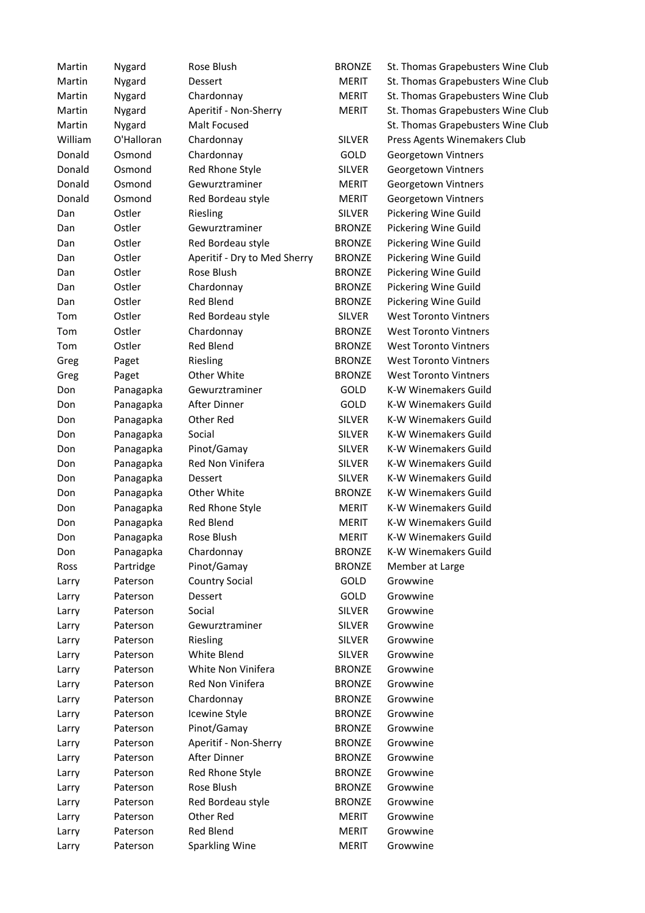| Martin | Nygard | Rose Blush | BRONZE | St. Thomas Grapebusters Wine Club |
|---|---|---|---|---|
| Martin | Nygard | Dessert | MERIT | St. Thomas Grapebusters Wine Club |
| Martin | Nygard | Chardonnay | MERIT | St. Thomas Grapebusters Wine Club |
| Martin | Nygard | Aperitif - Non-Sherry | MERIT | St. Thomas Grapebusters Wine Club |
| Martin | Nygard | Malt Focused | | St. Thomas Grapebusters Wine Club |
| William | O'Halloran | Chardonnay | SILVER | Press Agents Winemakers Club |
| Donald | Osmond | Chardonnay | GOLD | Georgetown Vintners |
| Donald | Osmond | Red Rhone Style | SILVER | Georgetown Vintners |
| Donald | Osmond | Gewurztraminer | MERIT | Georgetown Vintners |
| Donald | Osmond | Red Bordeau style | MERIT | Georgetown Vintners |
| Dan | Ostler | Riesling | SILVER | Pickering Wine Guild |
| Dan | Ostler | Gewurztraminer | BRONZE | Pickering Wine Guild |
| Dan | Ostler | Red Bordeau style | BRONZE | Pickering Wine Guild |
| Dan | Ostler | Aperitif - Dry to Med Sherry | BRONZE | Pickering Wine Guild |
| Dan | Ostler | Rose Blush | BRONZE | Pickering Wine Guild |
| Dan | Ostler | Chardonnay | BRONZE | Pickering Wine Guild |
| Dan | Ostler | Red Blend | BRONZE | Pickering Wine Guild |
| Tom | Ostler | Red Bordeau style | SILVER | West Toronto Vintners |
| Tom | Ostler | Chardonnay | BRONZE | West Toronto Vintners |
| Tom | Ostler | Red Blend | BRONZE | West Toronto Vintners |
| Greg | Paget | Riesling | BRONZE | West Toronto Vintners |
| Greg | Paget | Other White | BRONZE | West Toronto Vintners |
| Don | Panagapka | Gewurztraminer | GOLD | K-W Winemakers Guild |
| Don | Panagapka | After Dinner | GOLD | K-W Winemakers Guild |
| Don | Panagapka | Other Red | SILVER | K-W Winemakers Guild |
| Don | Panagapka | Social | SILVER | K-W Winemakers Guild |
| Don | Panagapka | Pinot/Gamay | SILVER | K-W Winemakers Guild |
| Don | Panagapka | Red Non Vinifera | SILVER | K-W Winemakers Guild |
| Don | Panagapka | Dessert | SILVER | K-W Winemakers Guild |
| Don | Panagapka | Other White | BRONZE | K-W Winemakers Guild |
| Don | Panagapka | Red Rhone Style | MERIT | K-W Winemakers Guild |
| Don | Panagapka | Red Blend | MERIT | K-W Winemakers Guild |
| Don | Panagapka | Rose Blush | MERIT | K-W Winemakers Guild |
| Don | Panagapka | Chardonnay | BRONZE | K-W Winemakers Guild |
| Ross | Partridge | Pinot/Gamay | BRONZE | Member at Large |
| Larry | Paterson | Country Social | GOLD | Growwine |
| Larry | Paterson | Dessert | GOLD | Growwine |
| Larry | Paterson | Social | SILVER | Growwine |
| Larry | Paterson | Gewurztraminer | SILVER | Growwine |
| Larry | Paterson | Riesling | SILVER | Growwine |
| Larry | Paterson | White Blend | SILVER | Growwine |
| Larry | Paterson | White Non Vinifera | BRONZE | Growwine |
| Larry | Paterson | Red Non Vinifera | BRONZE | Growwine |
| Larry | Paterson | Chardonnay | BRONZE | Growwine |
| Larry | Paterson | Icewine Style | BRONZE | Growwine |
| Larry | Paterson | Pinot/Gamay | BRONZE | Growwine |
| Larry | Paterson | Aperitif - Non-Sherry | BRONZE | Growwine |
| Larry | Paterson | After Dinner | BRONZE | Growwine |
| Larry | Paterson | Red Rhone Style | BRONZE | Growwine |
| Larry | Paterson | Rose Blush | BRONZE | Growwine |
| Larry | Paterson | Red Bordeau style | BRONZE | Growwine |
| Larry | Paterson | Other Red | MERIT | Growwine |
| Larry | Paterson | Red Blend | MERIT | Growwine |
| Larry | Paterson | Sparkling Wine | MERIT | Growwine |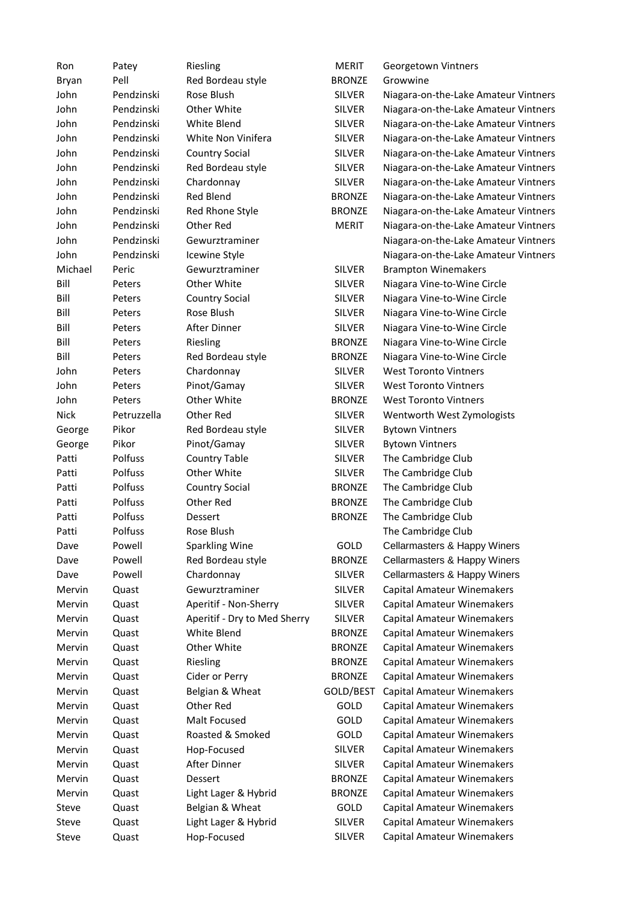| | | | | |
|---|---|---|---|---|
| Ron | Patey | Riesling | MERIT | Georgetown Vintners |
| Bryan | Pell | Red Bordeau style | BRONZE | Growwine |
| John | Pendzinski | Rose Blush | SILVER | Niagara-on-the-Lake Amateur Vintners |
| John | Pendzinski | Other White | SILVER | Niagara-on-the-Lake Amateur Vintners |
| John | Pendzinski | White Blend | SILVER | Niagara-on-the-Lake Amateur Vintners |
| John | Pendzinski | White Non Vinifera | SILVER | Niagara-on-the-Lake Amateur Vintners |
| John | Pendzinski | Country Social | SILVER | Niagara-on-the-Lake Amateur Vintners |
| John | Pendzinski | Red Bordeau style | SILVER | Niagara-on-the-Lake Amateur Vintners |
| John | Pendzinski | Chardonnay | SILVER | Niagara-on-the-Lake Amateur Vintners |
| John | Pendzinski | Red Blend | BRONZE | Niagara-on-the-Lake Amateur Vintners |
| John | Pendzinski | Red Rhone Style | BRONZE | Niagara-on-the-Lake Amateur Vintners |
| John | Pendzinski | Other Red | MERIT | Niagara-on-the-Lake Amateur Vintners |
| John | Pendzinski | Gewurztraminer | | Niagara-on-the-Lake Amateur Vintners |
| John | Pendzinski | Icewine Style | | Niagara-on-the-Lake Amateur Vintners |
| Michael | Peric | Gewurztraminer | SILVER | Brampton Winemakers |
| Bill | Peters | Other White | SILVER | Niagara Vine-to-Wine Circle |
| Bill | Peters | Country Social | SILVER | Niagara Vine-to-Wine Circle |
| Bill | Peters | Rose Blush | SILVER | Niagara Vine-to-Wine Circle |
| Bill | Peters | After Dinner | SILVER | Niagara Vine-to-Wine Circle |
| Bill | Peters | Riesling | BRONZE | Niagara Vine-to-Wine Circle |
| Bill | Peters | Red Bordeau style | BRONZE | Niagara Vine-to-Wine Circle |
| John | Peters | Chardonnay | SILVER | West Toronto Vintners |
| John | Peters | Pinot/Gamay | SILVER | West Toronto Vintners |
| John | Peters | Other White | BRONZE | West Toronto Vintners |
| Nick | Petruzzella | Other Red | SILVER | Wentworth West Zymologists |
| George | Pikor | Red Bordeau style | SILVER | Bytown Vintners |
| George | Pikor | Pinot/Gamay | SILVER | Bytown Vintners |
| Patti | Polfuss | Country Table | SILVER | The Cambridge Club |
| Patti | Polfuss | Other White | SILVER | The Cambridge Club |
| Patti | Polfuss | Country Social | BRONZE | The Cambridge Club |
| Patti | Polfuss | Other Red | BRONZE | The Cambridge Club |
| Patti | Polfuss | Dessert | BRONZE | The Cambridge Club |
| Patti | Polfuss | Rose Blush | | The Cambridge Club |
| Dave | Powell | Sparkling Wine | GOLD | Cellarmasters & Happy Winers |
| Dave | Powell | Red Bordeau style | BRONZE | Cellarmasters & Happy Winers |
| Dave | Powell | Chardonnay | SILVER | Cellarmasters & Happy Winers |
| Mervin | Quast | Gewurztraminer | SILVER | Capital Amateur Winemakers |
| Mervin | Quast | Aperitif - Non-Sherry | SILVER | Capital Amateur Winemakers |
| Mervin | Quast | Aperitif - Dry to Med Sherry | SILVER | Capital Amateur Winemakers |
| Mervin | Quast | White Blend | BRONZE | Capital Amateur Winemakers |
| Mervin | Quast | Other White | BRONZE | Capital Amateur Winemakers |
| Mervin | Quast | Riesling | BRONZE | Capital Amateur Winemakers |
| Mervin | Quast | Cider or Perry | BRONZE | Capital Amateur Winemakers |
| Mervin | Quast | Belgian & Wheat | GOLD/BEST | Capital Amateur Winemakers |
| Mervin | Quast | Other Red | GOLD | Capital Amateur Winemakers |
| Mervin | Quast | Malt Focused | GOLD | Capital Amateur Winemakers |
| Mervin | Quast | Roasted & Smoked | GOLD | Capital Amateur Winemakers |
| Mervin | Quast | Hop-Focused | SILVER | Capital Amateur Winemakers |
| Mervin | Quast | After Dinner | SILVER | Capital Amateur Winemakers |
| Mervin | Quast | Dessert | BRONZE | Capital Amateur Winemakers |
| Mervin | Quast | Light Lager & Hybrid | BRONZE | Capital Amateur Winemakers |
| Steve | Quast | Belgian & Wheat | GOLD | Capital Amateur Winemakers |
| Steve | Quast | Light Lager & Hybrid | SILVER | Capital Amateur Winemakers |
| Steve | Quast | Hop-Focused | SILVER | Capital Amateur Winemakers |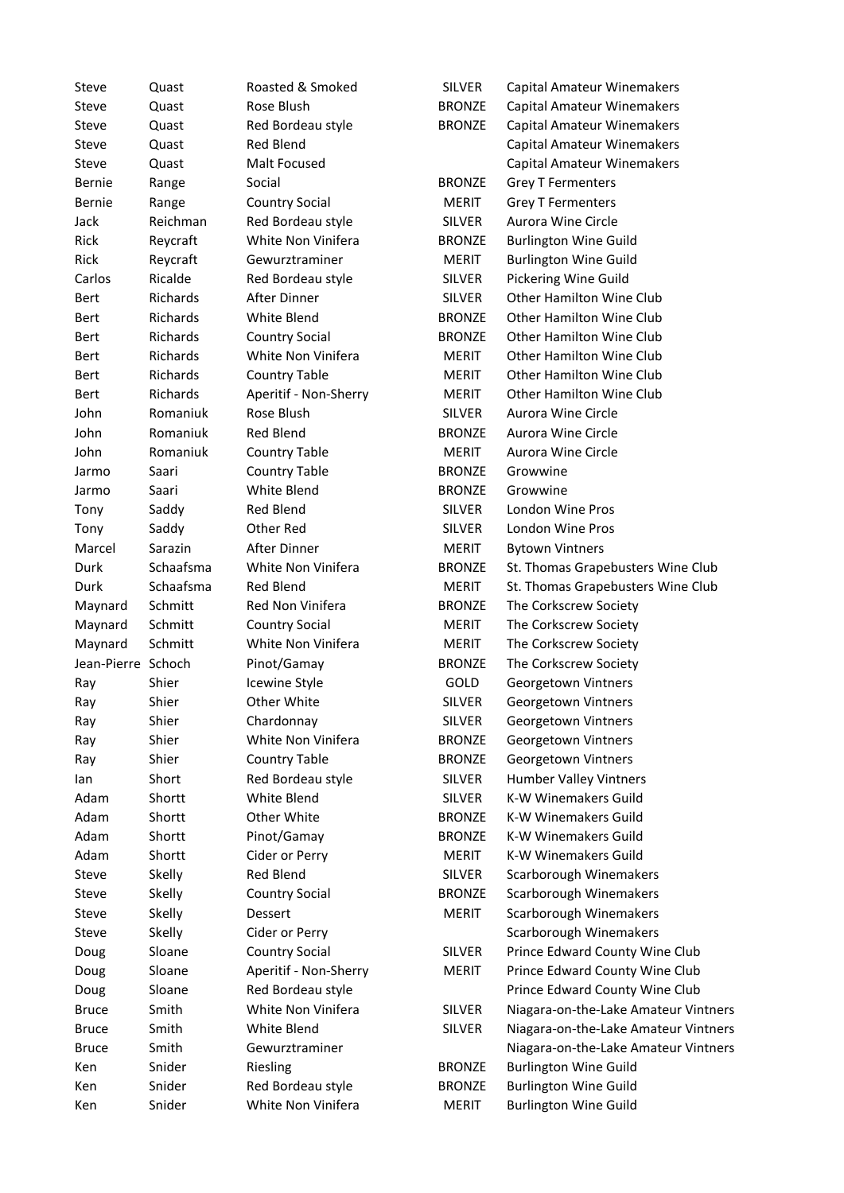| | | | | |
|---|---|---|---|---|
| Steve | Quast | Roasted & Smoked | SILVER | Capital Amateur Winemakers |
| Steve | Quast | Rose Blush | BRONZE | Capital Amateur Winemakers |
| Steve | Quast | Red Bordeau style | BRONZE | Capital Amateur Winemakers |
| Steve | Quast | Red Blend | | Capital Amateur Winemakers |
| Steve | Quast | Malt Focused | | Capital Amateur Winemakers |
| Bernie | Range | Social | BRONZE | Grey T Fermenters |
| Bernie | Range | Country Social | MERIT | Grey T Fermenters |
| Jack | Reichman | Red Bordeau style | SILVER | Aurora Wine Circle |
| Rick | Reycraft | White Non Vinifera | BRONZE | Burlington Wine Guild |
| Rick | Reycraft | Gewurztraminer | MERIT | Burlington Wine Guild |
| Carlos | Ricalde | Red Bordeau style | SILVER | Pickering Wine Guild |
| Bert | Richards | After Dinner | SILVER | Other Hamilton Wine Club |
| Bert | Richards | White Blend | BRONZE | Other Hamilton Wine Club |
| Bert | Richards | Country Social | BRONZE | Other Hamilton Wine Club |
| Bert | Richards | White Non Vinifera | MERIT | Other Hamilton Wine Club |
| Bert | Richards | Country Table | MERIT | Other Hamilton Wine Club |
| Bert | Richards | Aperitif - Non-Sherry | MERIT | Other Hamilton Wine Club |
| John | Romaniuk | Rose Blush | SILVER | Aurora Wine Circle |
| John | Romaniuk | Red Blend | BRONZE | Aurora Wine Circle |
| John | Romaniuk | Country Table | MERIT | Aurora Wine Circle |
| Jarmo | Saari | Country Table | BRONZE | Growwine |
| Jarmo | Saari | White Blend | BRONZE | Growwine |
| Tony | Saddy | Red Blend | SILVER | London Wine Pros |
| Tony | Saddy | Other Red | SILVER | London Wine Pros |
| Marcel | Sarazin | After Dinner | MERIT | Bytown Vintners |
| Durk | Schaafsma | White Non Vinifera | BRONZE | St. Thomas Grapebusters Wine Club |
| Durk | Schaafsma | Red Blend | MERIT | St. Thomas Grapebusters Wine Club |
| Maynard | Schmitt | Red Non Vinifera | BRONZE | The Corkscrew Society |
| Maynard | Schmitt | Country Social | MERIT | The Corkscrew Society |
| Maynard | Schmitt | White Non Vinifera | MERIT | The Corkscrew Society |
| Jean-Pierre | Schoch | Pinot/Gamay | BRONZE | The Corkscrew Society |
| Ray | Shier | Icewine Style | GOLD | Georgetown Vintners |
| Ray | Shier | Other White | SILVER | Georgetown Vintners |
| Ray | Shier | Chardonnay | SILVER | Georgetown Vintners |
| Ray | Shier | White Non Vinifera | BRONZE | Georgetown Vintners |
| Ray | Shier | Country Table | BRONZE | Georgetown Vintners |
| Ian | Short | Red Bordeau style | SILVER | Humber Valley Vintners |
| Adam | Shortt | White Blend | SILVER | K-W Winemakers Guild |
| Adam | Shortt | Other White | BRONZE | K-W Winemakers Guild |
| Adam | Shortt | Pinot/Gamay | BRONZE | K-W Winemakers Guild |
| Adam | Shortt | Cider or Perry | MERIT | K-W Winemakers Guild |
| Steve | Skelly | Red Blend | SILVER | Scarborough Winemakers |
| Steve | Skelly | Country Social | BRONZE | Scarborough Winemakers |
| Steve | Skelly | Dessert | MERIT | Scarborough Winemakers |
| Steve | Skelly | Cider or Perry | | Scarborough Winemakers |
| Doug | Sloane | Country Social | SILVER | Prince Edward County Wine Club |
| Doug | Sloane | Aperitif - Non-Sherry | MERIT | Prince Edward County Wine Club |
| Doug | Sloane | Red Bordeau style | | Prince Edward County Wine Club |
| Bruce | Smith | White Non Vinifera | SILVER | Niagara-on-the-Lake Amateur Vintners |
| Bruce | Smith | White Blend | SILVER | Niagara-on-the-Lake Amateur Vintners |
| Bruce | Smith | Gewurztraminer | | Niagara-on-the-Lake Amateur Vintners |
| Ken | Snider | Riesling | BRONZE | Burlington Wine Guild |
| Ken | Snider | Red Bordeau style | BRONZE | Burlington Wine Guild |
| Ken | Snider | White Non Vinifera | MERIT | Burlington Wine Guild |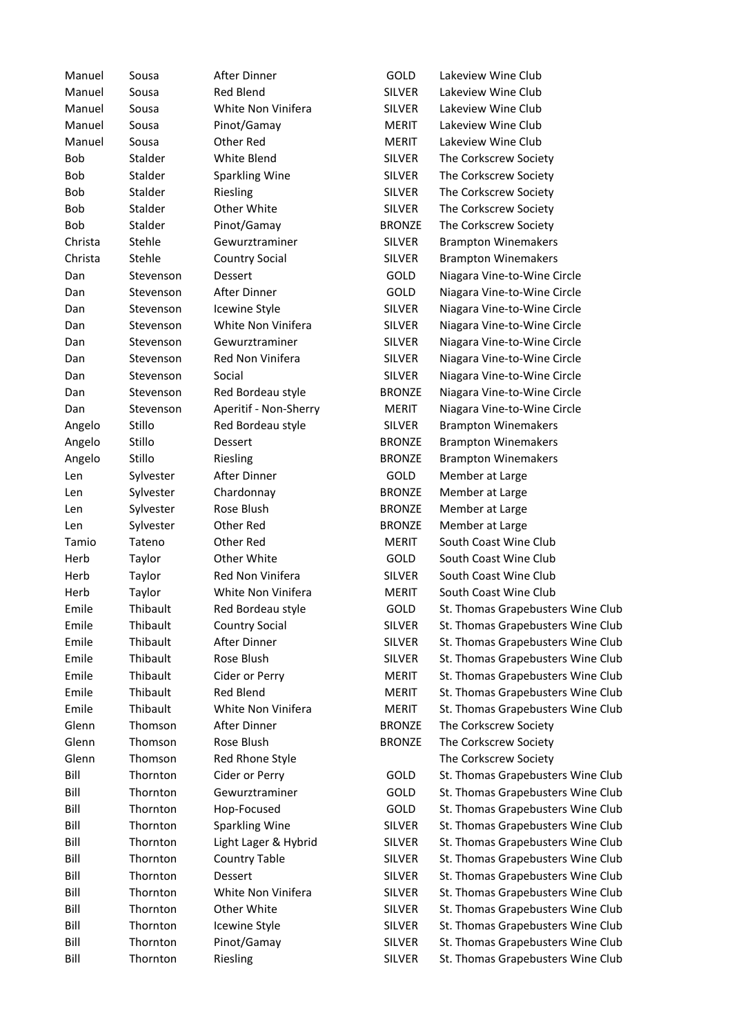| | | | | |
|---|---|---|---|---|
| Manuel | Sousa | After Dinner | GOLD | Lakeview Wine Club |
| Manuel | Sousa | Red Blend | SILVER | Lakeview Wine Club |
| Manuel | Sousa | White Non Vinifera | SILVER | Lakeview Wine Club |
| Manuel | Sousa | Pinot/Gamay | MERIT | Lakeview Wine Club |
| Manuel | Sousa | Other Red | MERIT | Lakeview Wine Club |
| Bob | Stalder | White Blend | SILVER | The Corkscrew Society |
| Bob | Stalder | Sparkling Wine | SILVER | The Corkscrew Society |
| Bob | Stalder | Riesling | SILVER | The Corkscrew Society |
| Bob | Stalder | Other White | SILVER | The Corkscrew Society |
| Bob | Stalder | Pinot/Gamay | BRONZE | The Corkscrew Society |
| Christa | Stehle | Gewurztraminer | SILVER | Brampton Winemakers |
| Christa | Stehle | Country Social | SILVER | Brampton Winemakers |
| Dan | Stevenson | Dessert | GOLD | Niagara Vine-to-Wine Circle |
| Dan | Stevenson | After Dinner | GOLD | Niagara Vine-to-Wine Circle |
| Dan | Stevenson | Icewine Style | SILVER | Niagara Vine-to-Wine Circle |
| Dan | Stevenson | White Non Vinifera | SILVER | Niagara Vine-to-Wine Circle |
| Dan | Stevenson | Gewurztraminer | SILVER | Niagara Vine-to-Wine Circle |
| Dan | Stevenson | Red Non Vinifera | SILVER | Niagara Vine-to-Wine Circle |
| Dan | Stevenson | Social | SILVER | Niagara Vine-to-Wine Circle |
| Dan | Stevenson | Red Bordeau style | BRONZE | Niagara Vine-to-Wine Circle |
| Dan | Stevenson | Aperitif - Non-Sherry | MERIT | Niagara Vine-to-Wine Circle |
| Angelo | Stillo | Red Bordeau style | SILVER | Brampton Winemakers |
| Angelo | Stillo | Dessert | BRONZE | Brampton Winemakers |
| Angelo | Stillo | Riesling | BRONZE | Brampton Winemakers |
| Len | Sylvester | After Dinner | GOLD | Member at Large |
| Len | Sylvester | Chardonnay | BRONZE | Member at Large |
| Len | Sylvester | Rose Blush | BRONZE | Member at Large |
| Len | Sylvester | Other Red | BRONZE | Member at Large |
| Tamio | Tateno | Other Red | MERIT | South Coast Wine Club |
| Herb | Taylor | Other White | GOLD | South Coast Wine Club |
| Herb | Taylor | Red Non Vinifera | SILVER | South Coast Wine Club |
| Herb | Taylor | White Non Vinifera | MERIT | South Coast Wine Club |
| Emile | Thibault | Red Bordeau style | GOLD | St. Thomas Grapebusters Wine Club |
| Emile | Thibault | Country Social | SILVER | St. Thomas Grapebusters Wine Club |
| Emile | Thibault | After Dinner | SILVER | St. Thomas Grapebusters Wine Club |
| Emile | Thibault | Rose Blush | SILVER | St. Thomas Grapebusters Wine Club |
| Emile | Thibault | Cider or Perry | MERIT | St. Thomas Grapebusters Wine Club |
| Emile | Thibault | Red Blend | MERIT | St. Thomas Grapebusters Wine Club |
| Emile | Thibault | White Non Vinifera | MERIT | St. Thomas Grapebusters Wine Club |
| Glenn | Thomson | After Dinner | BRONZE | The Corkscrew Society |
| Glenn | Thomson | Rose Blush | BRONZE | The Corkscrew Society |
| Glenn | Thomson | Red Rhone Style | | The Corkscrew Society |
| Bill | Thornton | Cider or Perry | GOLD | St. Thomas Grapebusters Wine Club |
| Bill | Thornton | Gewurztraminer | GOLD | St. Thomas Grapebusters Wine Club |
| Bill | Thornton | Hop-Focused | GOLD | St. Thomas Grapebusters Wine Club |
| Bill | Thornton | Sparkling Wine | SILVER | St. Thomas Grapebusters Wine Club |
| Bill | Thornton | Light Lager & Hybrid | SILVER | St. Thomas Grapebusters Wine Club |
| Bill | Thornton | Country Table | SILVER | St. Thomas Grapebusters Wine Club |
| Bill | Thornton | Dessert | SILVER | St. Thomas Grapebusters Wine Club |
| Bill | Thornton | White Non Vinifera | SILVER | St. Thomas Grapebusters Wine Club |
| Bill | Thornton | Other White | SILVER | St. Thomas Grapebusters Wine Club |
| Bill | Thornton | Icewine Style | SILVER | St. Thomas Grapebusters Wine Club |
| Bill | Thornton | Pinot/Gamay | SILVER | St. Thomas Grapebusters Wine Club |
| Bill | Thornton | Riesling | SILVER | St. Thomas Grapebusters Wine Club |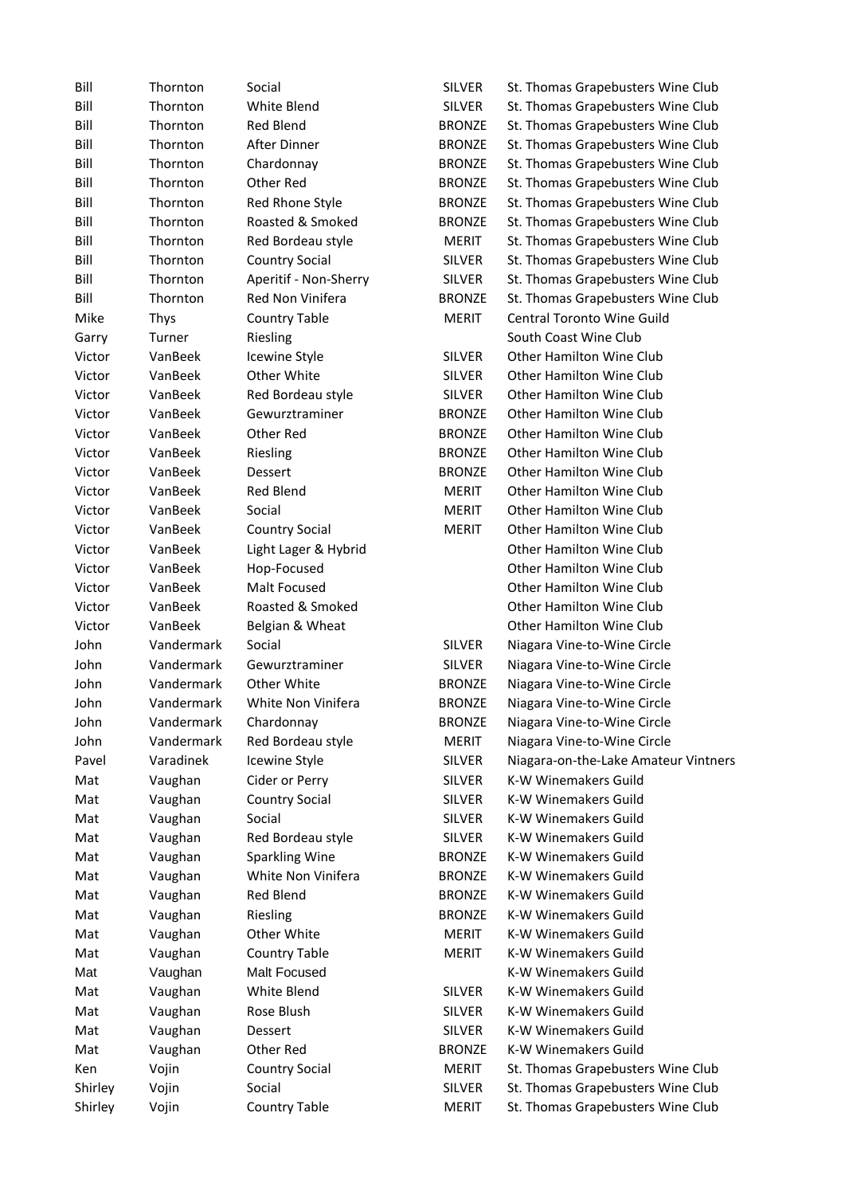| Bill | Thornton | Social | SILVER | St. Thomas Grapebusters Wine Club |
|---|---|---|---|---|
| Bill | Thornton | White Blend | SILVER | St. Thomas Grapebusters Wine Club |
| Bill | Thornton | Red Blend | BRONZE | St. Thomas Grapebusters Wine Club |
| Bill | Thornton | After Dinner | BRONZE | St. Thomas Grapebusters Wine Club |
| Bill | Thornton | Chardonnay | BRONZE | St. Thomas Grapebusters Wine Club |
| Bill | Thornton | Other Red | BRONZE | St. Thomas Grapebusters Wine Club |
| Bill | Thornton | Red Rhone Style | BRONZE | St. Thomas Grapebusters Wine Club |
| Bill | Thornton | Roasted & Smoked | BRONZE | St. Thomas Grapebusters Wine Club |
| Bill | Thornton | Red Bordeau style | MERIT | St. Thomas Grapebusters Wine Club |
| Bill | Thornton | Country Social | SILVER | St. Thomas Grapebusters Wine Club |
| Bill | Thornton | Aperitif - Non-Sherry | SILVER | St. Thomas Grapebusters Wine Club |
| Bill | Thornton | Red Non Vinifera | BRONZE | St. Thomas Grapebusters Wine Club |
| Mike | Thys | Country Table | MERIT | Central Toronto Wine Guild |
| Garry | Turner | Riesling | | South Coast Wine Club |
| Victor | VanBeek | Icewine Style | SILVER | Other Hamilton Wine Club |
| Victor | VanBeek | Other White | SILVER | Other Hamilton Wine Club |
| Victor | VanBeek | Red Bordeau style | SILVER | Other Hamilton Wine Club |
| Victor | VanBeek | Gewurztraminer | BRONZE | Other Hamilton Wine Club |
| Victor | VanBeek | Other Red | BRONZE | Other Hamilton Wine Club |
| Victor | VanBeek | Riesling | BRONZE | Other Hamilton Wine Club |
| Victor | VanBeek | Dessert | BRONZE | Other Hamilton Wine Club |
| Victor | VanBeek | Red Blend | MERIT | Other Hamilton Wine Club |
| Victor | VanBeek | Social | MERIT | Other Hamilton Wine Club |
| Victor | VanBeek | Country Social | MERIT | Other Hamilton Wine Club |
| Victor | VanBeek | Light Lager & Hybrid | | Other Hamilton Wine Club |
| Victor | VanBeek | Hop-Focused | | Other Hamilton Wine Club |
| Victor | VanBeek | Malt Focused | | Other Hamilton Wine Club |
| Victor | VanBeek | Roasted & Smoked | | Other Hamilton Wine Club |
| Victor | VanBeek | Belgian & Wheat | | Other Hamilton Wine Club |
| John | Vandermark | Social | SILVER | Niagara Vine-to-Wine Circle |
| John | Vandermark | Gewurztraminer | SILVER | Niagara Vine-to-Wine Circle |
| John | Vandermark | Other White | BRONZE | Niagara Vine-to-Wine Circle |
| John | Vandermark | White Non Vinifera | BRONZE | Niagara Vine-to-Wine Circle |
| John | Vandermark | Chardonnay | BRONZE | Niagara Vine-to-Wine Circle |
| John | Vandermark | Red Bordeau style | MERIT | Niagara Vine-to-Wine Circle |
| Pavel | Varadinek | Icewine Style | SILVER | Niagara-on-the-Lake Amateur Vintners |
| Mat | Vaughan | Cider or Perry | SILVER | K-W Winemakers Guild |
| Mat | Vaughan | Country Social | SILVER | K-W Winemakers Guild |
| Mat | Vaughan | Social | SILVER | K-W Winemakers Guild |
| Mat | Vaughan | Red Bordeau style | SILVER | K-W Winemakers Guild |
| Mat | Vaughan | Sparkling Wine | BRONZE | K-W Winemakers Guild |
| Mat | Vaughan | White Non Vinifera | BRONZE | K-W Winemakers Guild |
| Mat | Vaughan | Red Blend | BRONZE | K-W Winemakers Guild |
| Mat | Vaughan | Riesling | BRONZE | K-W Winemakers Guild |
| Mat | Vaughan | Other White | MERIT | K-W Winemakers Guild |
| Mat | Vaughan | Country Table | MERIT | K-W Winemakers Guild |
| Mat | Vaughan | Malt Focused | | K-W Winemakers Guild |
| Mat | Vaughan | White Blend | SILVER | K-W Winemakers Guild |
| Mat | Vaughan | Rose Blush | SILVER | K-W Winemakers Guild |
| Mat | Vaughan | Dessert | SILVER | K-W Winemakers Guild |
| Mat | Vaughan | Other Red | BRONZE | K-W Winemakers Guild |
| Ken | Vojin | Country Social | MERIT | St. Thomas Grapebusters Wine Club |
| Shirley | Vojin | Social | SILVER | St. Thomas Grapebusters Wine Club |
| Shirley | Vojin | Country Table | MERIT | St. Thomas Grapebusters Wine Club |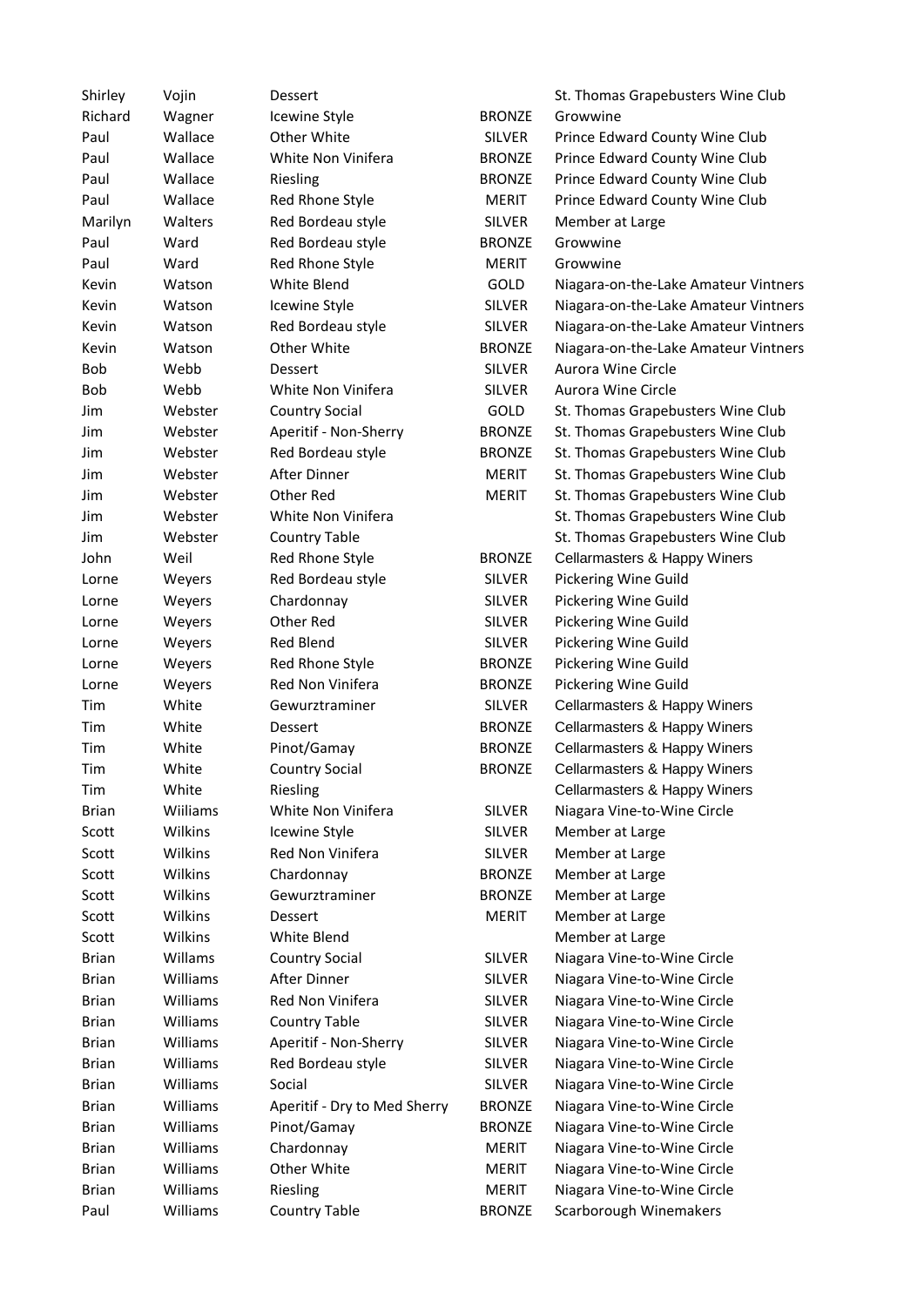| | | | | |
|---|---|---|---|---|
| Shirley | Vojin | Dessert | | St. Thomas Grapebusters Wine Club |
| Richard | Wagner | Icewine Style | BRONZE | Growwine |
| Paul | Wallace | Other White | SILVER | Prince Edward County Wine Club |
| Paul | Wallace | White Non Vinifera | BRONZE | Prince Edward County Wine Club |
| Paul | Wallace | Riesling | BRONZE | Prince Edward County Wine Club |
| Paul | Wallace | Red Rhone Style | MERIT | Prince Edward County Wine Club |
| Marilyn | Walters | Red Bordeau style | SILVER | Member at Large |
| Paul | Ward | Red Bordeau style | BRONZE | Growwine |
| Paul | Ward | Red Rhone Style | MERIT | Growwine |
| Kevin | Watson | White Blend | GOLD | Niagara-on-the-Lake Amateur Vintners |
| Kevin | Watson | Icewine Style | SILVER | Niagara-on-the-Lake Amateur Vintners |
| Kevin | Watson | Red Bordeau style | SILVER | Niagara-on-the-Lake Amateur Vintners |
| Kevin | Watson | Other White | BRONZE | Niagara-on-the-Lake Amateur Vintners |
| Bob | Webb | Dessert | SILVER | Aurora Wine Circle |
| Bob | Webb | White Non Vinifera | SILVER | Aurora Wine Circle |
| Jim | Webster | Country Social | GOLD | St. Thomas Grapebusters Wine Club |
| Jim | Webster | Aperitif - Non-Sherry | BRONZE | St. Thomas Grapebusters Wine Club |
| Jim | Webster | Red Bordeau style | BRONZE | St. Thomas Grapebusters Wine Club |
| Jim | Webster | After Dinner | MERIT | St. Thomas Grapebusters Wine Club |
| Jim | Webster | Other Red | MERIT | St. Thomas Grapebusters Wine Club |
| Jim | Webster | White Non Vinifera | | St. Thomas Grapebusters Wine Club |
| Jim | Webster | Country Table | | St. Thomas Grapebusters Wine Club |
| John | Weil | Red Rhone Style | BRONZE | Cellarmasters & Happy Winers |
| Lorne | Weyers | Red Bordeau style | SILVER | Pickering Wine Guild |
| Lorne | Weyers | Chardonnay | SILVER | Pickering Wine Guild |
| Lorne | Weyers | Other Red | SILVER | Pickering Wine Guild |
| Lorne | Weyers | Red Blend | SILVER | Pickering Wine Guild |
| Lorne | Weyers | Red Rhone Style | BRONZE | Pickering Wine Guild |
| Lorne | Weyers | Red Non Vinifera | BRONZE | Pickering Wine Guild |
| Tim | White | Gewurztraminer | SILVER | Cellarmasters & Happy Winers |
| Tim | White | Dessert | BRONZE | Cellarmasters & Happy Winers |
| Tim | White | Pinot/Gamay | BRONZE | Cellarmasters & Happy Winers |
| Tim | White | Country Social | BRONZE | Cellarmasters & Happy Winers |
| Tim | White | Riesling | | Cellarmasters & Happy Winers |
| Brian | Wiiliams | White Non Vinifera | SILVER | Niagara Vine-to-Wine Circle |
| Scott | Wilkins | Icewine Style | SILVER | Member at Large |
| Scott | Wilkins | Red Non Vinifera | SILVER | Member at Large |
| Scott | Wilkins | Chardonnay | BRONZE | Member at Large |
| Scott | Wilkins | Gewurztraminer | BRONZE | Member at Large |
| Scott | Wilkins | Dessert | MERIT | Member at Large |
| Scott | Wilkins | White Blend | | Member at Large |
| Brian | Willams | Country Social | SILVER | Niagara Vine-to-Wine Circle |
| Brian | Williams | After Dinner | SILVER | Niagara Vine-to-Wine Circle |
| Brian | Williams | Red Non Vinifera | SILVER | Niagara Vine-to-Wine Circle |
| Brian | Williams | Country Table | SILVER | Niagara Vine-to-Wine Circle |
| Brian | Williams | Aperitif - Non-Sherry | SILVER | Niagara Vine-to-Wine Circle |
| Brian | Williams | Red Bordeau style | SILVER | Niagara Vine-to-Wine Circle |
| Brian | Williams | Social | SILVER | Niagara Vine-to-Wine Circle |
| Brian | Williams | Aperitif - Dry to Med Sherry | BRONZE | Niagara Vine-to-Wine Circle |
| Brian | Williams | Pinot/Gamay | BRONZE | Niagara Vine-to-Wine Circle |
| Brian | Williams | Chardonnay | MERIT | Niagara Vine-to-Wine Circle |
| Brian | Williams | Other White | MERIT | Niagara Vine-to-Wine Circle |
| Brian | Williams | Riesling | MERIT | Niagara Vine-to-Wine Circle |
| Paul | Williams | Country Table | BRONZE | Scarborough Winemakers |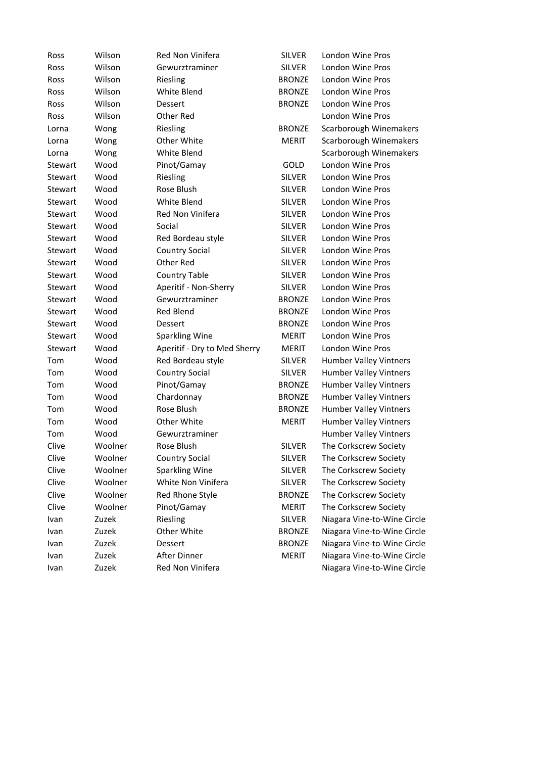| | | | | |
|---|---|---|---|---|
| Ross | Wilson | Red Non Vinifera | SILVER | London Wine Pros |
| Ross | Wilson | Gewurztraminer | SILVER | London Wine Pros |
| Ross | Wilson | Riesling | BRONZE | London Wine Pros |
| Ross | Wilson | White Blend | BRONZE | London Wine Pros |
| Ross | Wilson | Dessert | BRONZE | London Wine Pros |
| Ross | Wilson | Other Red | | London Wine Pros |
| Lorna | Wong | Riesling | BRONZE | Scarborough Winemakers |
| Lorna | Wong | Other White | MERIT | Scarborough Winemakers |
| Lorna | Wong | White Blend | | Scarborough Winemakers |
| Stewart | Wood | Pinot/Gamay | GOLD | London Wine Pros |
| Stewart | Wood | Riesling | SILVER | London Wine Pros |
| Stewart | Wood | Rose Blush | SILVER | London Wine Pros |
| Stewart | Wood | White Blend | SILVER | London Wine Pros |
| Stewart | Wood | Red Non Vinifera | SILVER | London Wine Pros |
| Stewart | Wood | Social | SILVER | London Wine Pros |
| Stewart | Wood | Red Bordeau style | SILVER | London Wine Pros |
| Stewart | Wood | Country Social | SILVER | London Wine Pros |
| Stewart | Wood | Other Red | SILVER | London Wine Pros |
| Stewart | Wood | Country Table | SILVER | London Wine Pros |
| Stewart | Wood | Aperitif - Non-Sherry | SILVER | London Wine Pros |
| Stewart | Wood | Gewurztraminer | BRONZE | London Wine Pros |
| Stewart | Wood | Red Blend | BRONZE | London Wine Pros |
| Stewart | Wood | Dessert | BRONZE | London Wine Pros |
| Stewart | Wood | Sparkling Wine | MERIT | London Wine Pros |
| Stewart | Wood | Aperitif - Dry to Med Sherry | MERIT | London Wine Pros |
| Tom | Wood | Red Bordeau style | SILVER | Humber Valley Vintners |
| Tom | Wood | Country Social | SILVER | Humber Valley Vintners |
| Tom | Wood | Pinot/Gamay | BRONZE | Humber Valley Vintners |
| Tom | Wood | Chardonnay | BRONZE | Humber Valley Vintners |
| Tom | Wood | Rose Blush | BRONZE | Humber Valley Vintners |
| Tom | Wood | Other White | MERIT | Humber Valley Vintners |
| Tom | Wood | Gewurztraminer | | Humber Valley Vintners |
| Clive | Woolner | Rose Blush | SILVER | The Corkscrew Society |
| Clive | Woolner | Country Social | SILVER | The Corkscrew Society |
| Clive | Woolner | Sparkling Wine | SILVER | The Corkscrew Society |
| Clive | Woolner | White Non Vinifera | SILVER | The Corkscrew Society |
| Clive | Woolner | Red Rhone Style | BRONZE | The Corkscrew Society |
| Clive | Woolner | Pinot/Gamay | MERIT | The Corkscrew Society |
| Ivan | Zuzek | Riesling | SILVER | Niagara Vine-to-Wine Circle |
| Ivan | Zuzek | Other White | BRONZE | Niagara Vine-to-Wine Circle |
| Ivan | Zuzek | Dessert | BRONZE | Niagara Vine-to-Wine Circle |
| Ivan | Zuzek | After Dinner | MERIT | Niagara Vine-to-Wine Circle |
| Ivan | Zuzek | Red Non Vinifera | | Niagara Vine-to-Wine Circle |